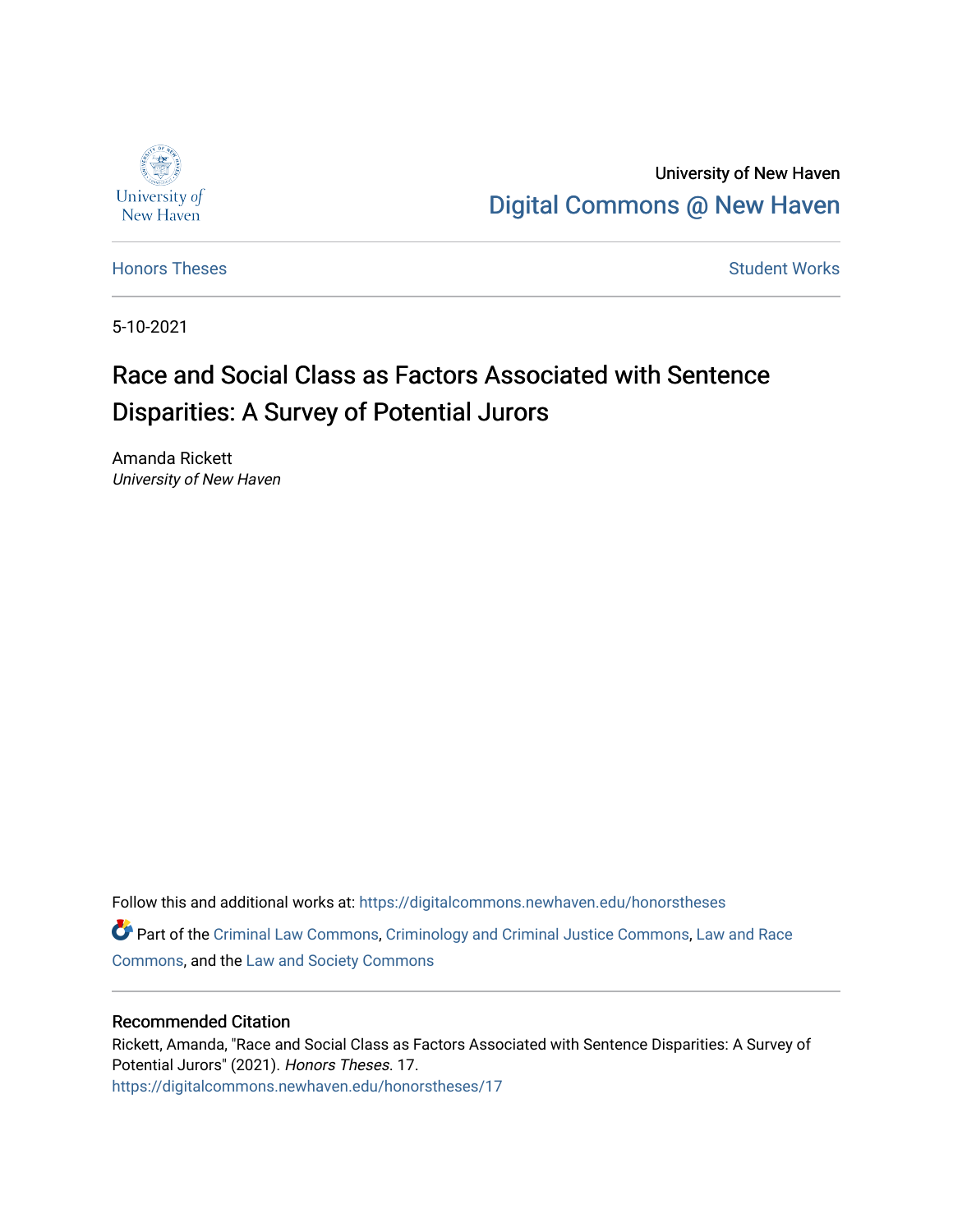University of New Haven

Digital Commons @ New Haven

Honors Theses | Student Works

5-10-2021

# Race and Social Class as Factors Associated with Sentence Disparities: A Survey of Potential Jurors

Amanda Rickett
*University of New Haven*

Follow this and additional works at: https://digitalcommons.newhaven.edu/honorstheses

Part of the Criminal Law Commons, Criminology and Criminal Justice Commons, Law and Race Commons, and the Law and Society Commons

## Recommended Citation

Rickett, Amanda, "Race and Social Class as Factors Associated with Sentence Disparities: A Survey of Potential Jurors" (2021). *Honors Theses*. 17.
https://digitalcommons.newhaven.edu/honorstheses/17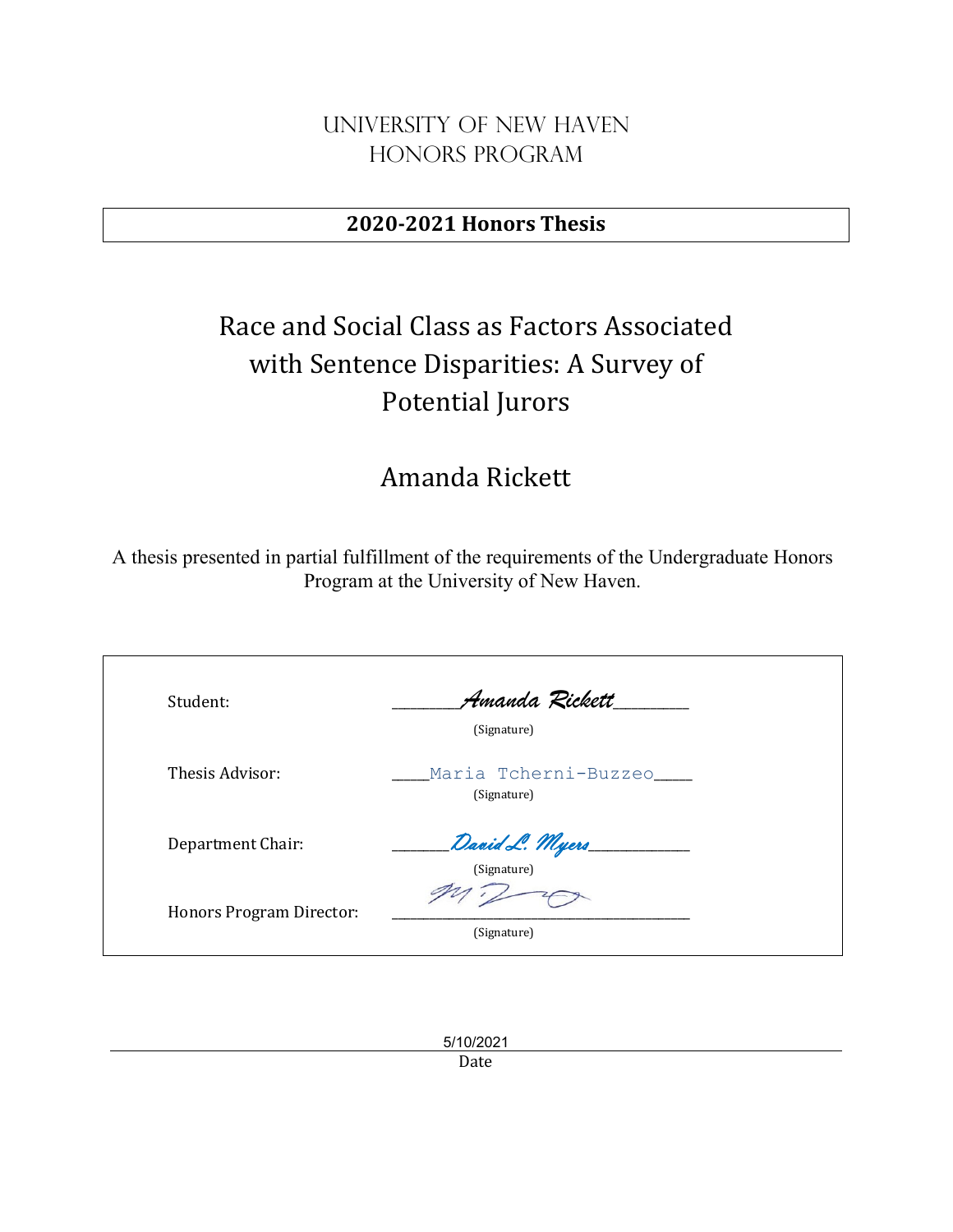# University of New Haven
# Honors Program

**2020-2021 Honors Thesis**

# Race and Social Class as Factors Associated with Sentence Disparities: A Survey of Potential Jurors

## Amanda Rickett

A thesis presented in partial fulfillment of the requirements of the Undergraduate Honors Program at the University of New Haven.

| | |
|---|---|
| Student: | ________Amanda Rickett________ (Signature) |
| Thesis Advisor: | ____Maria Tcherni-Buzzeo____ (Signature) |
| Department Chair: | ______David L. Myers____________ (Signature) |
| Honors Program Director: | ______________________________ (Signature) |

5/10/2021

Date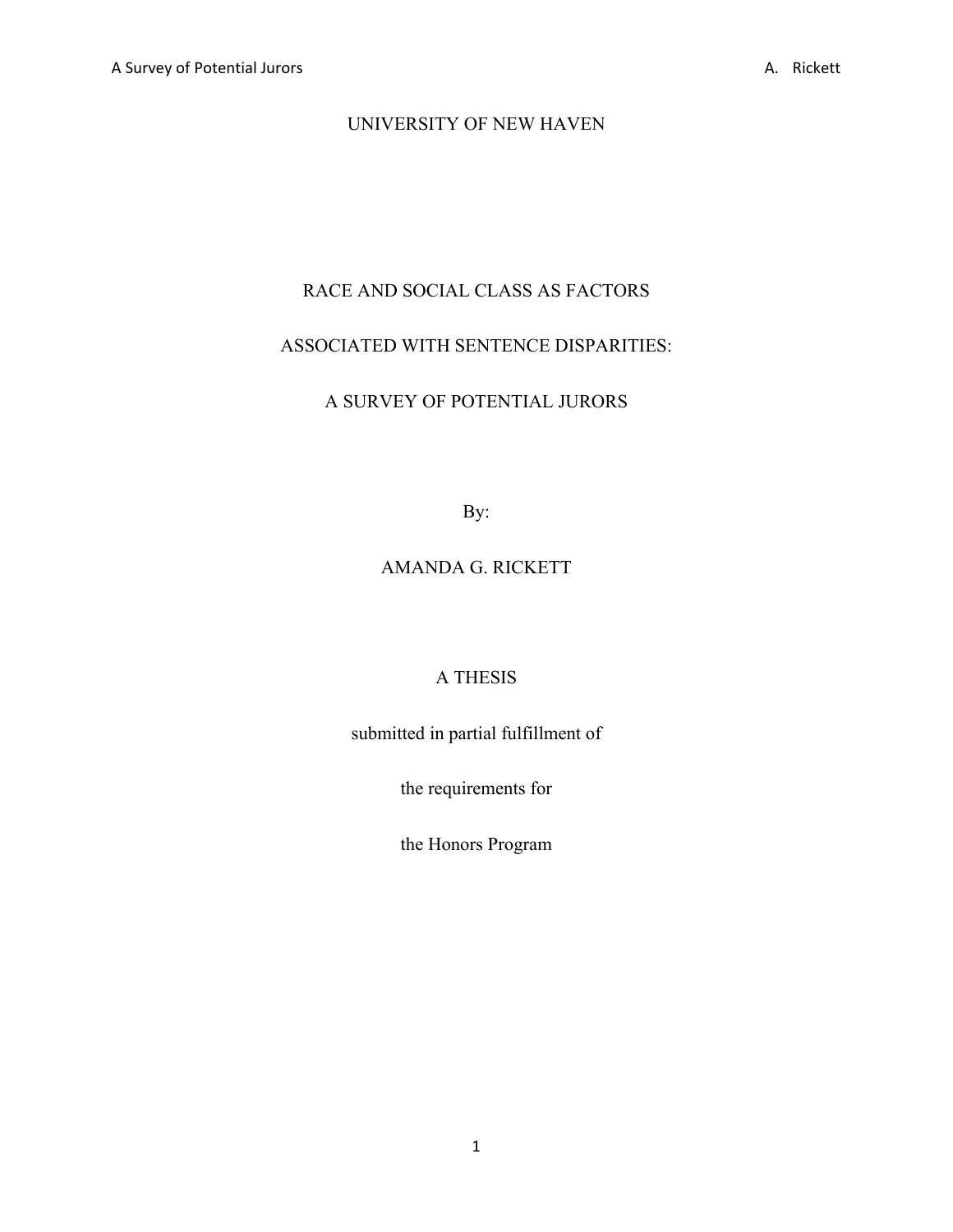UNIVERSITY OF NEW HAVEN

# RACE AND SOCIAL CLASS AS FACTORS ASSOCIATED WITH SENTENCE DISPARITIES: A SURVEY OF POTENTIAL JURORS

By:

AMANDA G. RICKETT

A THESIS

submitted in partial fulfillment of

the requirements for

the Honors Program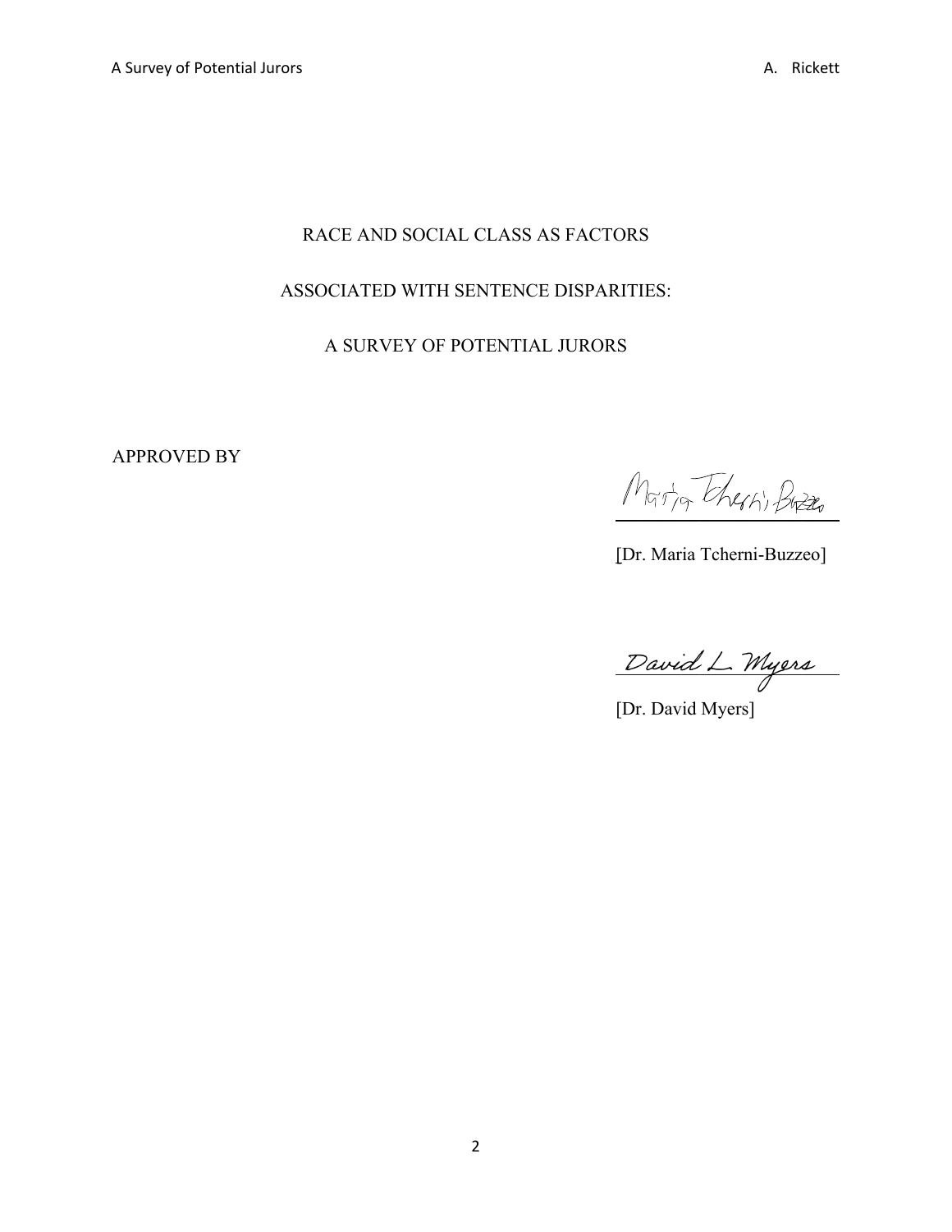RACE AND SOCIAL CLASS AS FACTORS

ASSOCIATED WITH SENTENCE DISPARITIES:

A SURVEY OF POTENTIAL JURORS

APPROVED BY

Maria Tcherni-Buzzeo

[Dr. Maria Tcherni-Buzzeo]

David L. Myers

[Dr. David Myers]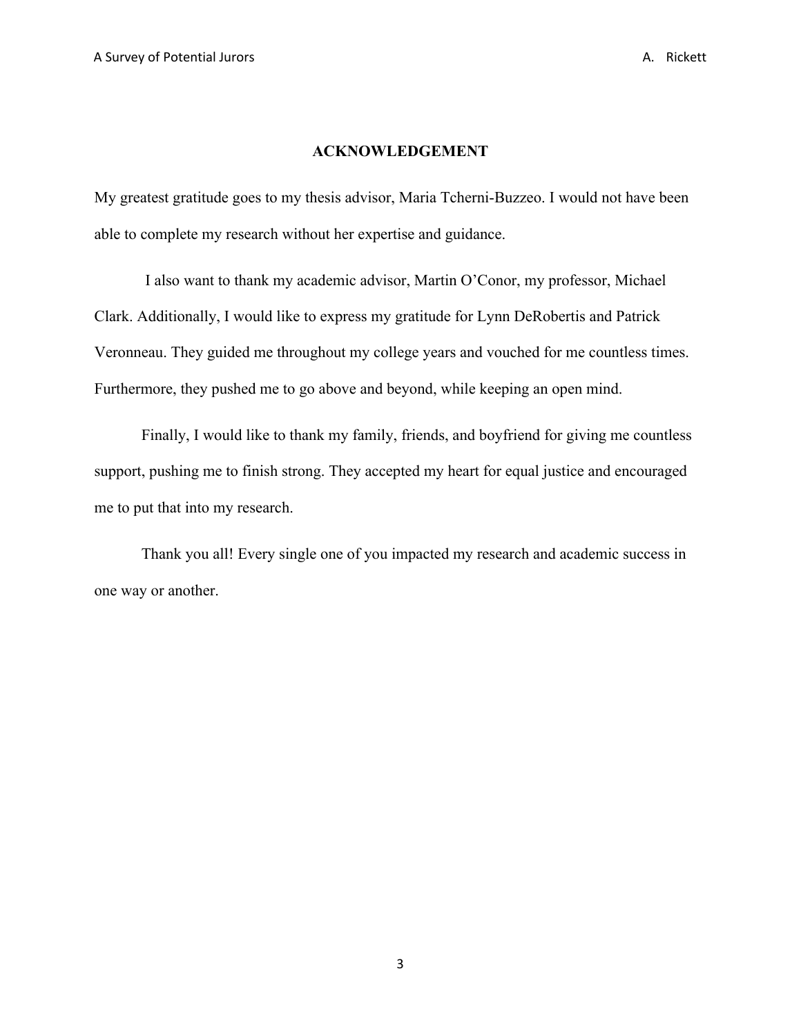## ACKNOWLEDGEMENT

My greatest gratitude goes to my thesis advisor, Maria Tcherni-Buzzeo. I would not have been able to complete my research without her expertise and guidance.

I also want to thank my academic advisor, Martin O'Conor, my professor, Michael Clark. Additionally, I would like to express my gratitude for Lynn DeRobertis and Patrick Veronneau. They guided me throughout my college years and vouched for me countless times. Furthermore, they pushed me to go above and beyond, while keeping an open mind.

Finally, I would like to thank my family, friends, and boyfriend for giving me countless support, pushing me to finish strong. They accepted my heart for equal justice and encouraged me to put that into my research.

Thank you all! Every single one of you impacted my research and academic success in one way or another.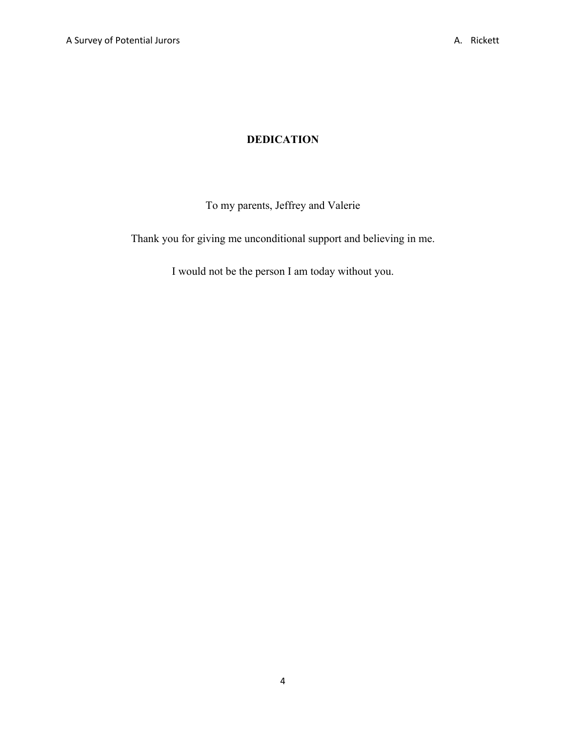## DEDICATION

To my parents, Jeffrey and Valerie

Thank you for giving me unconditional support and believing in me.

I would not be the person I am today without you.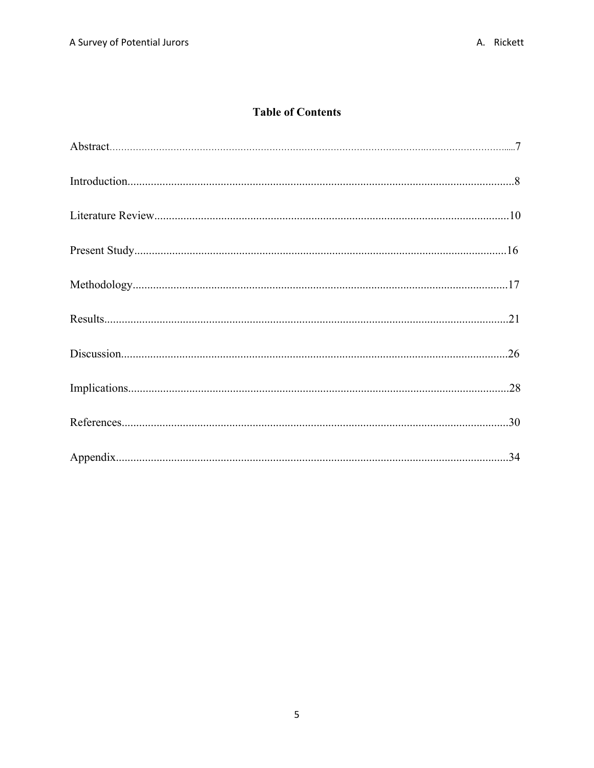## Table of Contents

Abstract........................................................................................................................................7

Introduction....................................................................................................................................8

Literature Review..........................................................................................................................10

Present Study................................................................................................................................16

Methodology.................................................................................................................................17

Results...........................................................................................................................................21

Discussion.....................................................................................................................................26

Implications..................................................................................................................................28

References.....................................................................................................................................30

Appendix.......................................................................................................................................34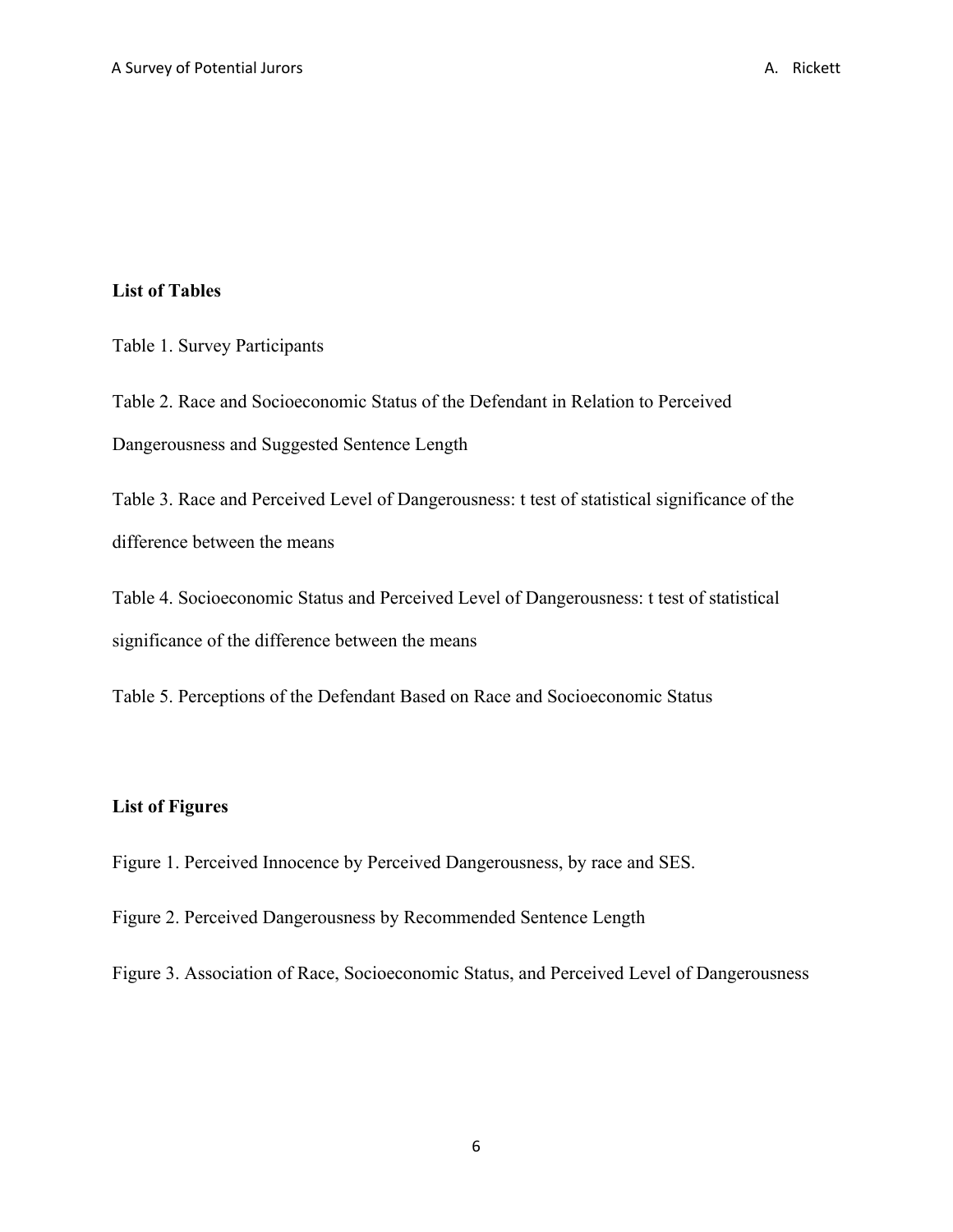**List of Tables**

Table 1. Survey Participants

Table 2. Race and Socioeconomic Status of the Defendant in Relation to Perceived Dangerousness and Suggested Sentence Length

Table 3. Race and Perceived Level of Dangerousness: t test of statistical significance of the difference between the means

Table 4. Socioeconomic Status and Perceived Level of Dangerousness: t test of statistical significance of the difference between the means

Table 5. Perceptions of the Defendant Based on Race and Socioeconomic Status

**List of Figures**

Figure 1. Perceived Innocence by Perceived Dangerousness, by race and SES.

Figure 2. Perceived Dangerousness by Recommended Sentence Length

Figure 3. Association of Race, Socioeconomic Status, and Perceived Level of Dangerousness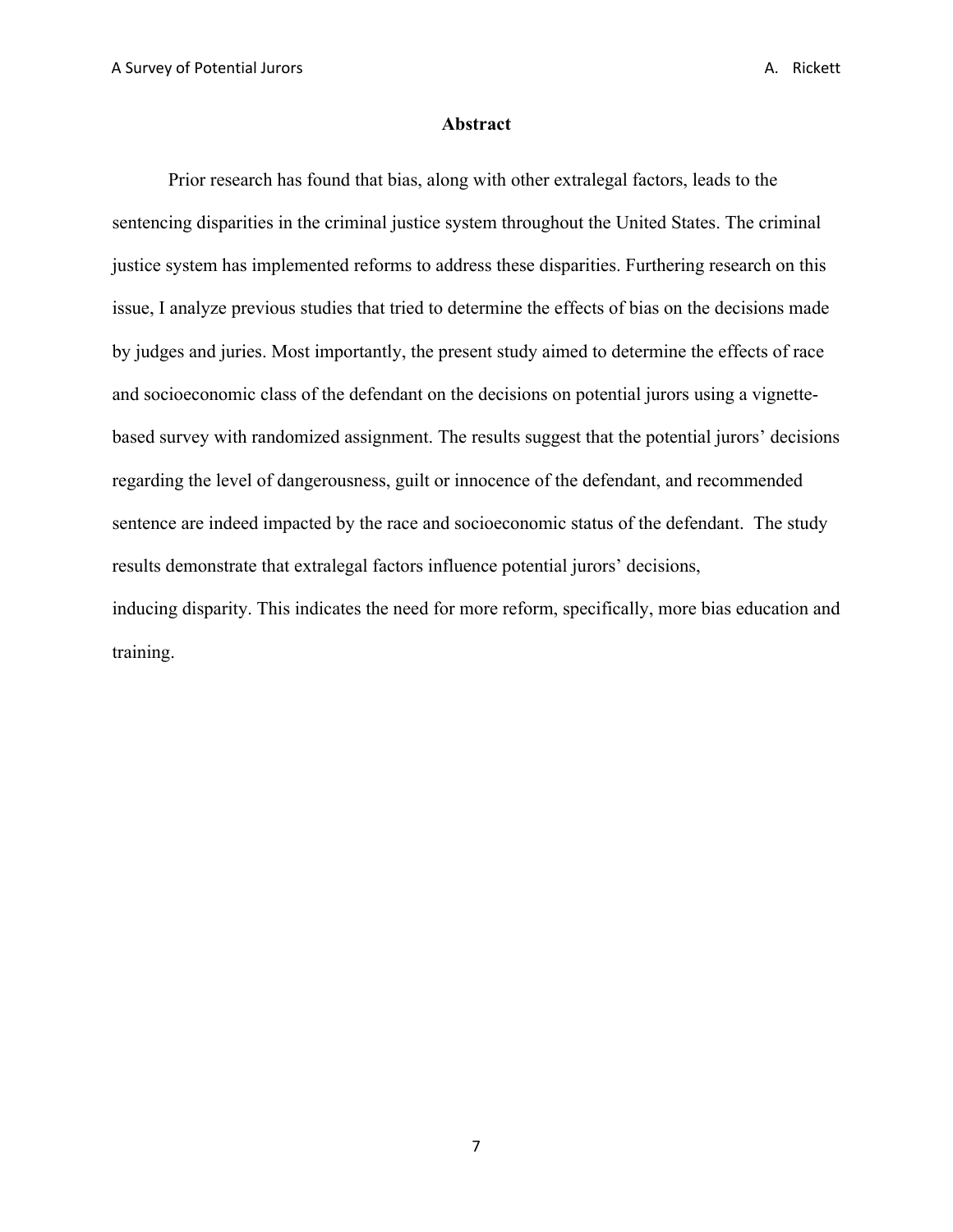# Abstract

Prior research has found that bias, along with other extralegal factors, leads to the sentencing disparities in the criminal justice system throughout the United States. The criminal justice system has implemented reforms to address these disparities. Furthering research on this issue, I analyze previous studies that tried to determine the effects of bias on the decisions made by judges and juries. Most importantly, the present study aimed to determine the effects of race and socioeconomic class of the defendant on the decisions on potential jurors using a vignette-based survey with randomized assignment. The results suggest that the potential jurors' decisions regarding the level of dangerousness, guilt or innocence of the defendant, and recommended sentence are indeed impacted by the race and socioeconomic status of the defendant. The study results demonstrate that extralegal factors influence potential jurors' decisions, inducing disparity. This indicates the need for more reform, specifically, more bias education and training.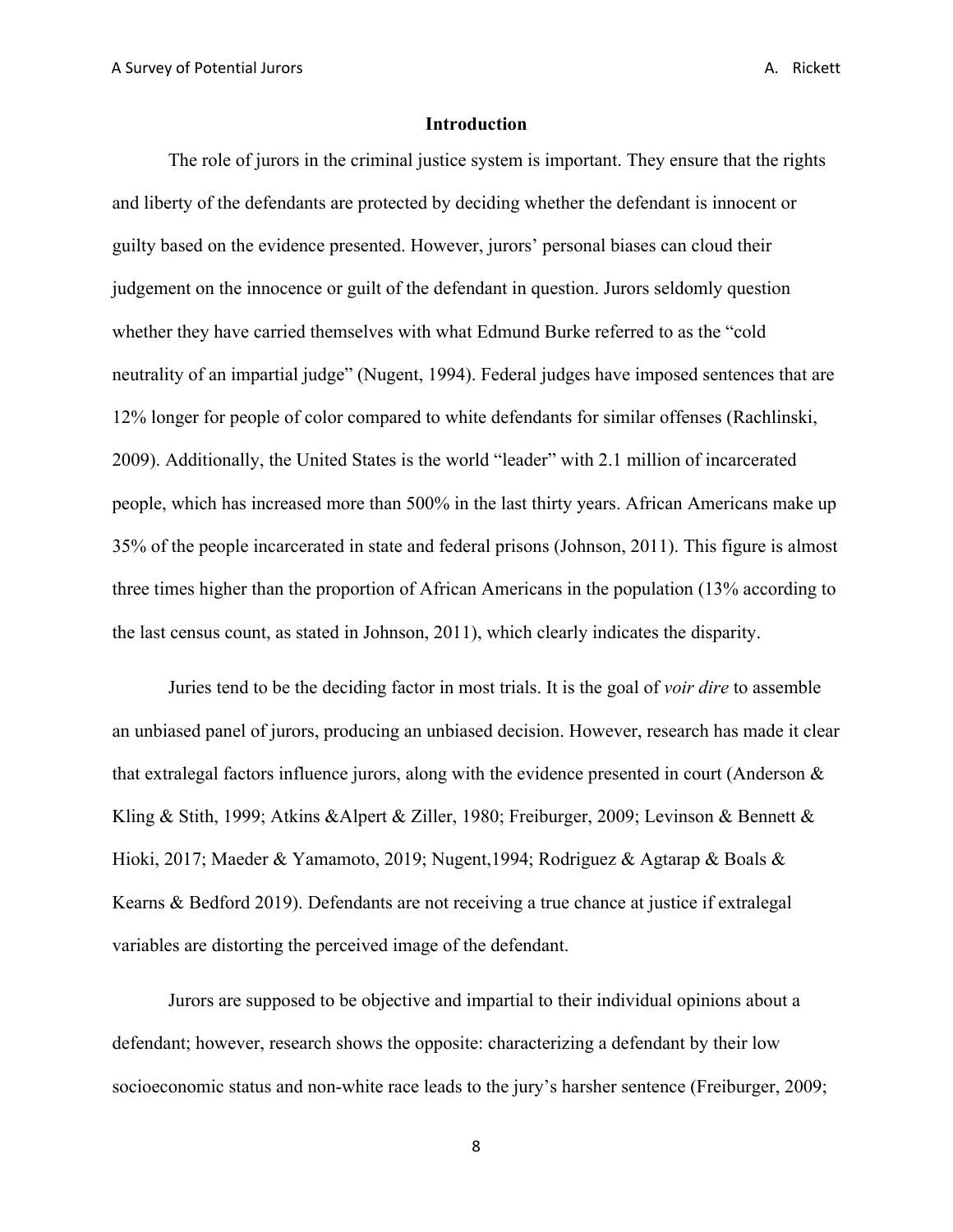## Introduction

The role of jurors in the criminal justice system is important. They ensure that the rights and liberty of the defendants are protected by deciding whether the defendant is innocent or guilty based on the evidence presented. However, jurors' personal biases can cloud their judgement on the innocence or guilt of the defendant in question. Jurors seldomly question whether they have carried themselves with what Edmund Burke referred to as the "cold neutrality of an impartial judge" (Nugent, 1994). Federal judges have imposed sentences that are 12% longer for people of color compared to white defendants for similar offenses (Rachlinski, 2009). Additionally, the United States is the world "leader" with 2.1 million of incarcerated people, which has increased more than 500% in the last thirty years. African Americans make up 35% of the people incarcerated in state and federal prisons (Johnson, 2011). This figure is almost three times higher than the proportion of African Americans in the population (13% according to the last census count, as stated in Johnson, 2011), which clearly indicates the disparity.

Juries tend to be the deciding factor in most trials. It is the goal of *voir dire* to assemble an unbiased panel of jurors, producing an unbiased decision. However, research has made it clear that extralegal factors influence jurors, along with the evidence presented in court (Anderson & Kling & Stith, 1999; Atkins &Alpert & Ziller, 1980; Freiburger, 2009; Levinson & Bennett & Hioki, 2017; Maeder & Yamamoto, 2019; Nugent,1994; Rodriguez & Agtarap & Boals & Kearns & Bedford 2019). Defendants are not receiving a true chance at justice if extralegal variables are distorting the perceived image of the defendant.

Jurors are supposed to be objective and impartial to their individual opinions about a defendant; however, research shows the opposite: characterizing a defendant by their low socioeconomic status and non-white race leads to the jury's harsher sentence (Freiburger, 2009;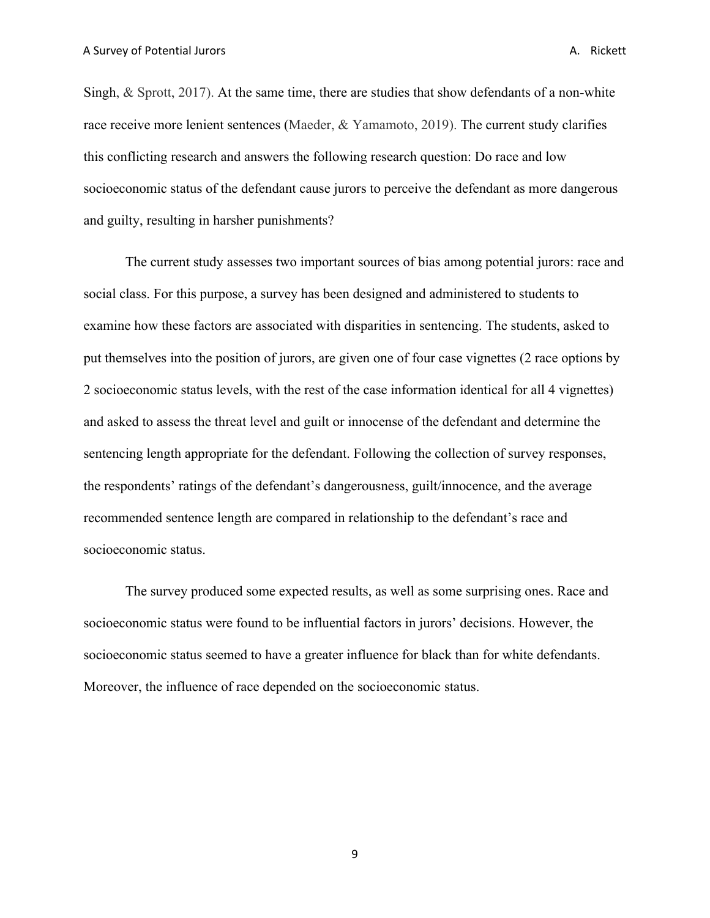Singh, & Sprott, 2017). At the same time, there are studies that show defendants of a non-white race receive more lenient sentences (Maeder, & Yamamoto, 2019). The current study clarifies this conflicting research and answers the following research question: Do race and low socioeconomic status of the defendant cause jurors to perceive the defendant as more dangerous and guilty, resulting in harsher punishments?

The current study assesses two important sources of bias among potential jurors: race and social class. For this purpose, a survey has been designed and administered to students to examine how these factors are associated with disparities in sentencing. The students, asked to put themselves into the position of jurors, are given one of four case vignettes (2 race options by 2 socioeconomic status levels, with the rest of the case information identical for all 4 vignettes) and asked to assess the threat level and guilt or innocense of the defendant and determine the sentencing length appropriate for the defendant. Following the collection of survey responses, the respondents' ratings of the defendant's dangerousness, guilt/innocence, and the average recommended sentence length are compared in relationship to the defendant's race and socioeconomic status.

The survey produced some expected results, as well as some surprising ones. Race and socioeconomic status were found to be influential factors in jurors' decisions. However, the socioeconomic status seemed to have a greater influence for black than for white defendants. Moreover, the influence of race depended on the socioeconomic status.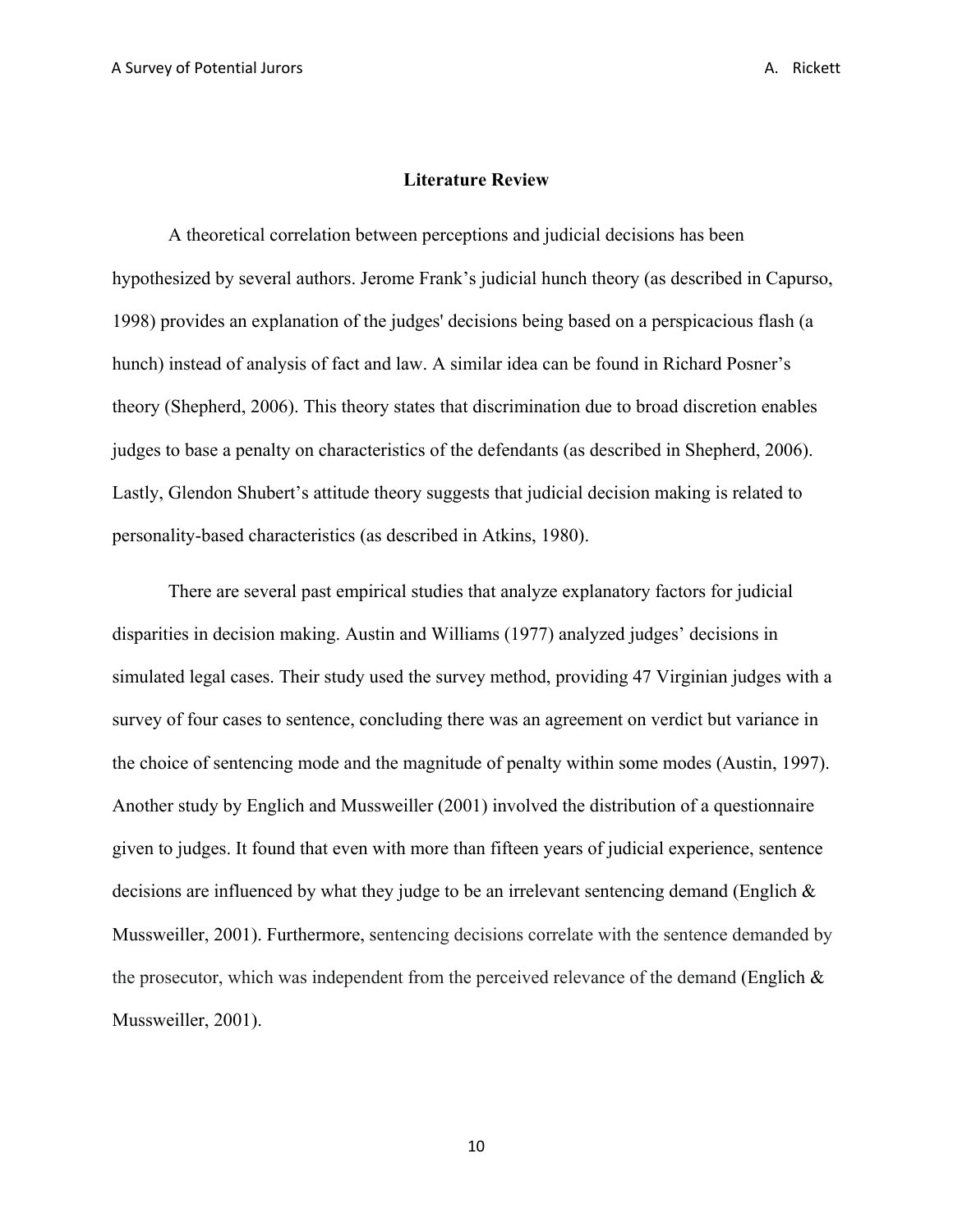## Literature Review

A theoretical correlation between perceptions and judicial decisions has been hypothesized by several authors. Jerome Frank's judicial hunch theory (as described in Capurso, 1998) provides an explanation of the judges' decisions being based on a perspicacious flash (a hunch) instead of analysis of fact and law. A similar idea can be found in Richard Posner's theory (Shepherd, 2006). This theory states that discrimination due to broad discretion enables judges to base a penalty on characteristics of the defendants (as described in Shepherd, 2006). Lastly, Glendon Shubert's attitude theory suggests that judicial decision making is related to personality-based characteristics (as described in Atkins, 1980).

There are several past empirical studies that analyze explanatory factors for judicial disparities in decision making. Austin and Williams (1977) analyzed judges' decisions in simulated legal cases. Their study used the survey method, providing 47 Virginian judges with a survey of four cases to sentence, concluding there was an agreement on verdict but variance in the choice of sentencing mode and the magnitude of penalty within some modes (Austin, 1997). Another study by Englich and Mussweiller (2001) involved the distribution of a questionnaire given to judges. It found that even with more than fifteen years of judicial experience, sentence decisions are influenced by what they judge to be an irrelevant sentencing demand (Englich & Mussweiller, 2001). Furthermore, sentencing decisions correlate with the sentence demanded by the prosecutor, which was independent from the perceived relevance of the demand (Englich & Mussweiller, 2001).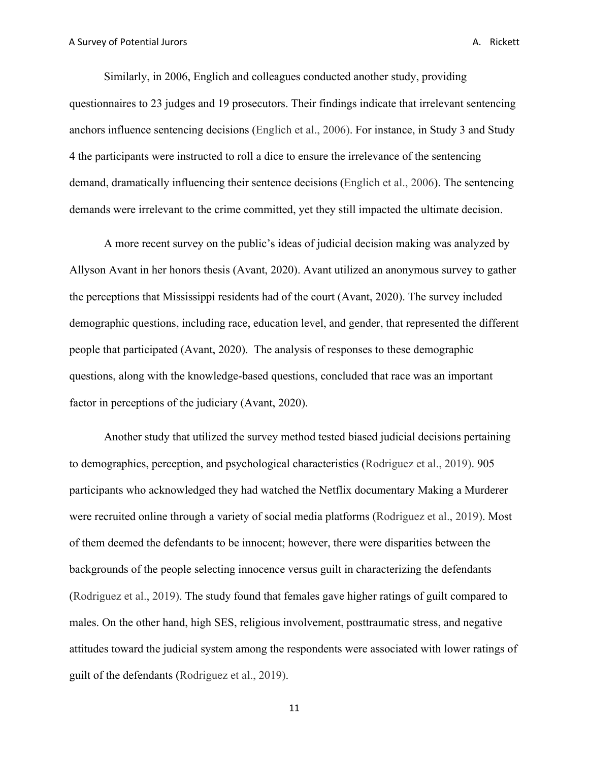Similarly, in 2006, Englich and colleagues conducted another study, providing questionnaires to 23 judges and 19 prosecutors. Their findings indicate that irrelevant sentencing anchors influence sentencing decisions (Englich et al., 2006). For instance, in Study 3 and Study 4 the participants were instructed to roll a dice to ensure the irrelevance of the sentencing demand, dramatically influencing their sentence decisions (Englich et al., 2006). The sentencing demands were irrelevant to the crime committed, yet they still impacted the ultimate decision.

A more recent survey on the public's ideas of judicial decision making was analyzed by Allyson Avant in her honors thesis (Avant, 2020). Avant utilized an anonymous survey to gather the perceptions that Mississippi residents had of the court (Avant, 2020). The survey included demographic questions, including race, education level, and gender, that represented the different people that participated (Avant, 2020). The analysis of responses to these demographic questions, along with the knowledge-based questions, concluded that race was an important factor in perceptions of the judiciary (Avant, 2020).

Another study that utilized the survey method tested biased judicial decisions pertaining to demographics, perception, and psychological characteristics (Rodriguez et al., 2019). 905 participants who acknowledged they had watched the Netflix documentary Making a Murderer were recruited online through a variety of social media platforms (Rodriguez et al., 2019). Most of them deemed the defendants to be innocent; however, there were disparities between the backgrounds of the people selecting innocence versus guilt in characterizing the defendants (Rodriguez et al., 2019). The study found that females gave higher ratings of guilt compared to males. On the other hand, high SES, religious involvement, posttraumatic stress, and negative attitudes toward the judicial system among the respondents were associated with lower ratings of guilt of the defendants (Rodriguez et al., 2019).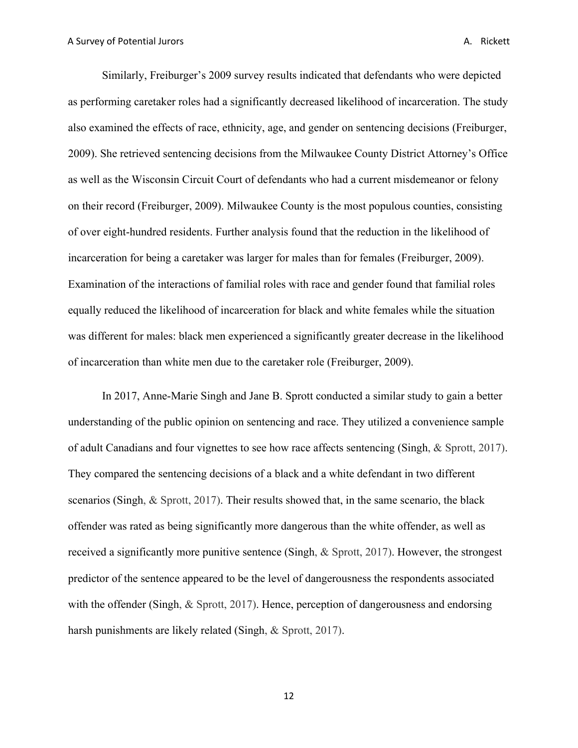Similarly, Freiburger's 2009 survey results indicated that defendants who were depicted as performing caretaker roles had a significantly decreased likelihood of incarceration. The study also examined the effects of race, ethnicity, age, and gender on sentencing decisions (Freiburger, 2009). She retrieved sentencing decisions from the Milwaukee County District Attorney's Office as well as the Wisconsin Circuit Court of defendants who had a current misdemeanor or felony on their record (Freiburger, 2009). Milwaukee County is the most populous counties, consisting of over eight-hundred residents. Further analysis found that the reduction in the likelihood of incarceration for being a caretaker was larger for males than for females (Freiburger, 2009). Examination of the interactions of familial roles with race and gender found that familial roles equally reduced the likelihood of incarceration for black and white females while the situation was different for males: black men experienced a significantly greater decrease in the likelihood of incarceration than white men due to the caretaker role (Freiburger, 2009).

In 2017, Anne-Marie Singh and Jane B. Sprott conducted a similar study to gain a better understanding of the public opinion on sentencing and race. They utilized a convenience sample of adult Canadians and four vignettes to see how race affects sentencing (Singh, & Sprott, 2017). They compared the sentencing decisions of a black and a white defendant in two different scenarios (Singh, & Sprott, 2017). Their results showed that, in the same scenario, the black offender was rated as being significantly more dangerous than the white offender, as well as received a significantly more punitive sentence (Singh, & Sprott, 2017). However, the strongest predictor of the sentence appeared to be the level of dangerousness the respondents associated with the offender (Singh, & Sprott, 2017). Hence, perception of dangerousness and endorsing harsh punishments are likely related (Singh, & Sprott, 2017).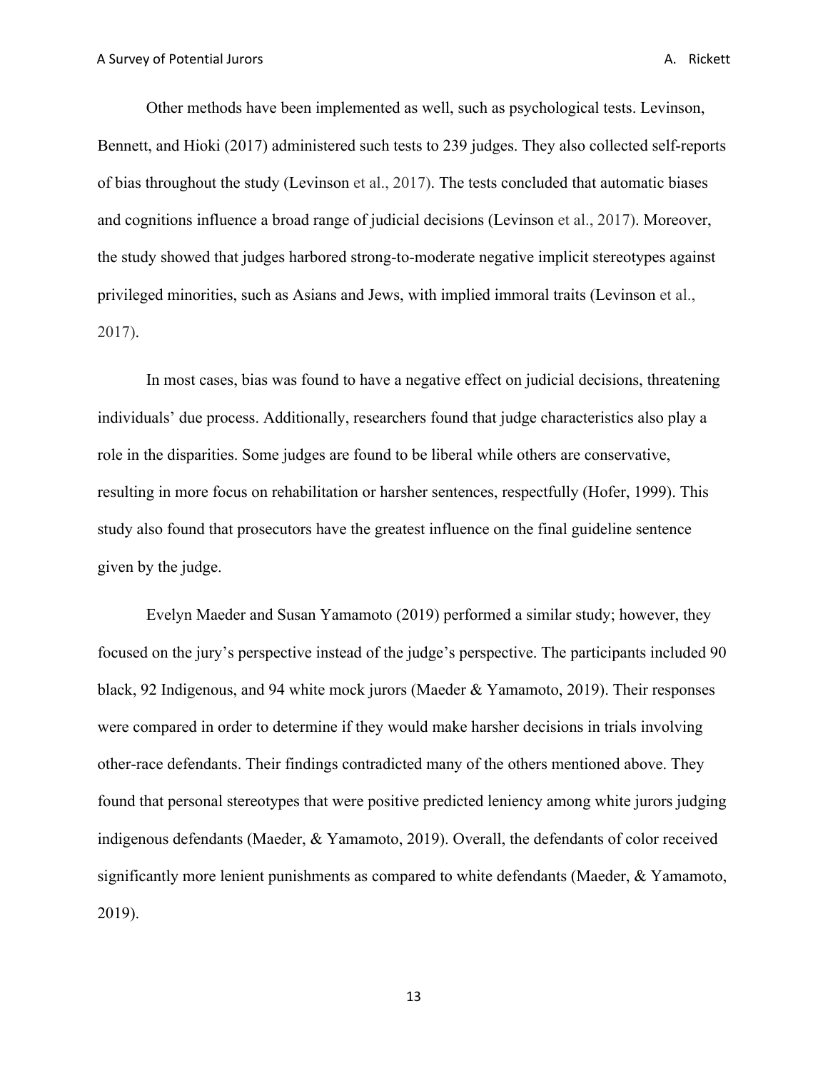Other methods have been implemented as well, such as psychological tests. Levinson, Bennett, and Hioki (2017) administered such tests to 239 judges. They also collected self-reports of bias throughout the study (Levinson et al., 2017). The tests concluded that automatic biases and cognitions influence a broad range of judicial decisions (Levinson et al., 2017). Moreover, the study showed that judges harbored strong-to-moderate negative implicit stereotypes against privileged minorities, such as Asians and Jews, with implied immoral traits (Levinson et al., 2017).

In most cases, bias was found to have a negative effect on judicial decisions, threatening individuals' due process. Additionally, researchers found that judge characteristics also play a role in the disparities. Some judges are found to be liberal while others are conservative, resulting in more focus on rehabilitation or harsher sentences, respectfully (Hofer, 1999). This study also found that prosecutors have the greatest influence on the final guideline sentence given by the judge.

Evelyn Maeder and Susan Yamamoto (2019) performed a similar study; however, they focused on the jury's perspective instead of the judge's perspective. The participants included 90 black, 92 Indigenous, and 94 white mock jurors (Maeder & Yamamoto, 2019). Their responses were compared in order to determine if they would make harsher decisions in trials involving other-race defendants. Their findings contradicted many of the others mentioned above. They found that personal stereotypes that were positive predicted leniency among white jurors judging indigenous defendants (Maeder, & Yamamoto, 2019). Overall, the defendants of color received significantly more lenient punishments as compared to white defendants (Maeder, & Yamamoto, 2019).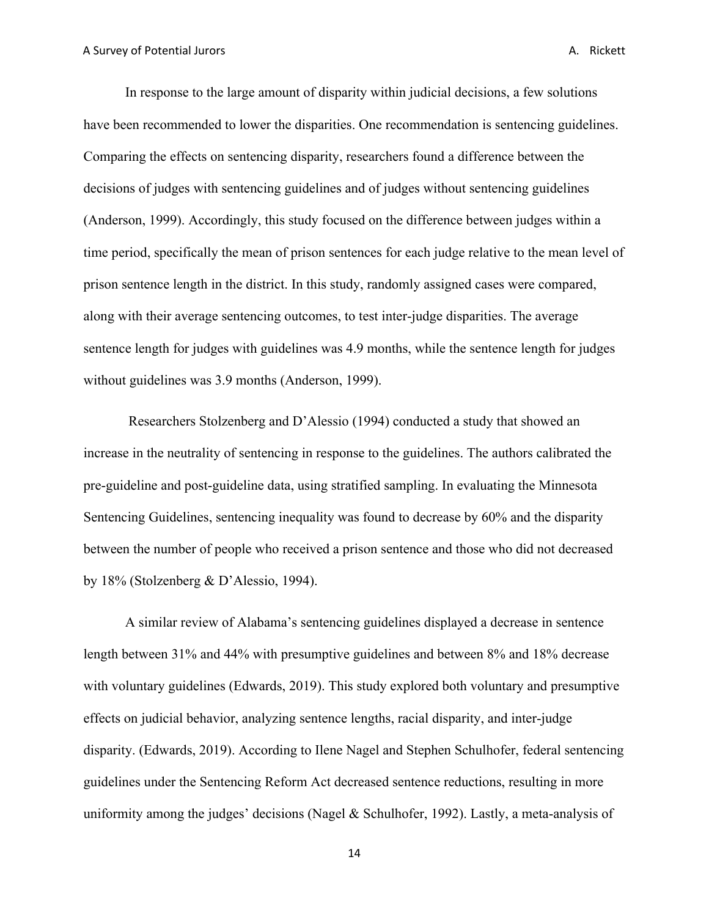In response to the large amount of disparity within judicial decisions, a few solutions have been recommended to lower the disparities. One recommendation is sentencing guidelines. Comparing the effects on sentencing disparity, researchers found a difference between the decisions of judges with sentencing guidelines and of judges without sentencing guidelines (Anderson, 1999). Accordingly, this study focused on the difference between judges within a time period, specifically the mean of prison sentences for each judge relative to the mean level of prison sentence length in the district. In this study, randomly assigned cases were compared, along with their average sentencing outcomes, to test inter-judge disparities. The average sentence length for judges with guidelines was 4.9 months, while the sentence length for judges without guidelines was 3.9 months (Anderson, 1999).

Researchers Stolzenberg and D'Alessio (1994) conducted a study that showed an increase in the neutrality of sentencing in response to the guidelines. The authors calibrated the pre-guideline and post-guideline data, using stratified sampling. In evaluating the Minnesota Sentencing Guidelines, sentencing inequality was found to decrease by 60% and the disparity between the number of people who received a prison sentence and those who did not decreased by 18% (Stolzenberg & D'Alessio, 1994).

A similar review of Alabama's sentencing guidelines displayed a decrease in sentence length between 31% and 44% with presumptive guidelines and between 8% and 18% decrease with voluntary guidelines (Edwards, 2019). This study explored both voluntary and presumptive effects on judicial behavior, analyzing sentence lengths, racial disparity, and inter-judge disparity. (Edwards, 2019). According to Ilene Nagel and Stephen Schulhofer, federal sentencing guidelines under the Sentencing Reform Act decreased sentence reductions, resulting in more uniformity among the judges' decisions (Nagel & Schulhofer, 1992). Lastly, a meta-analysis of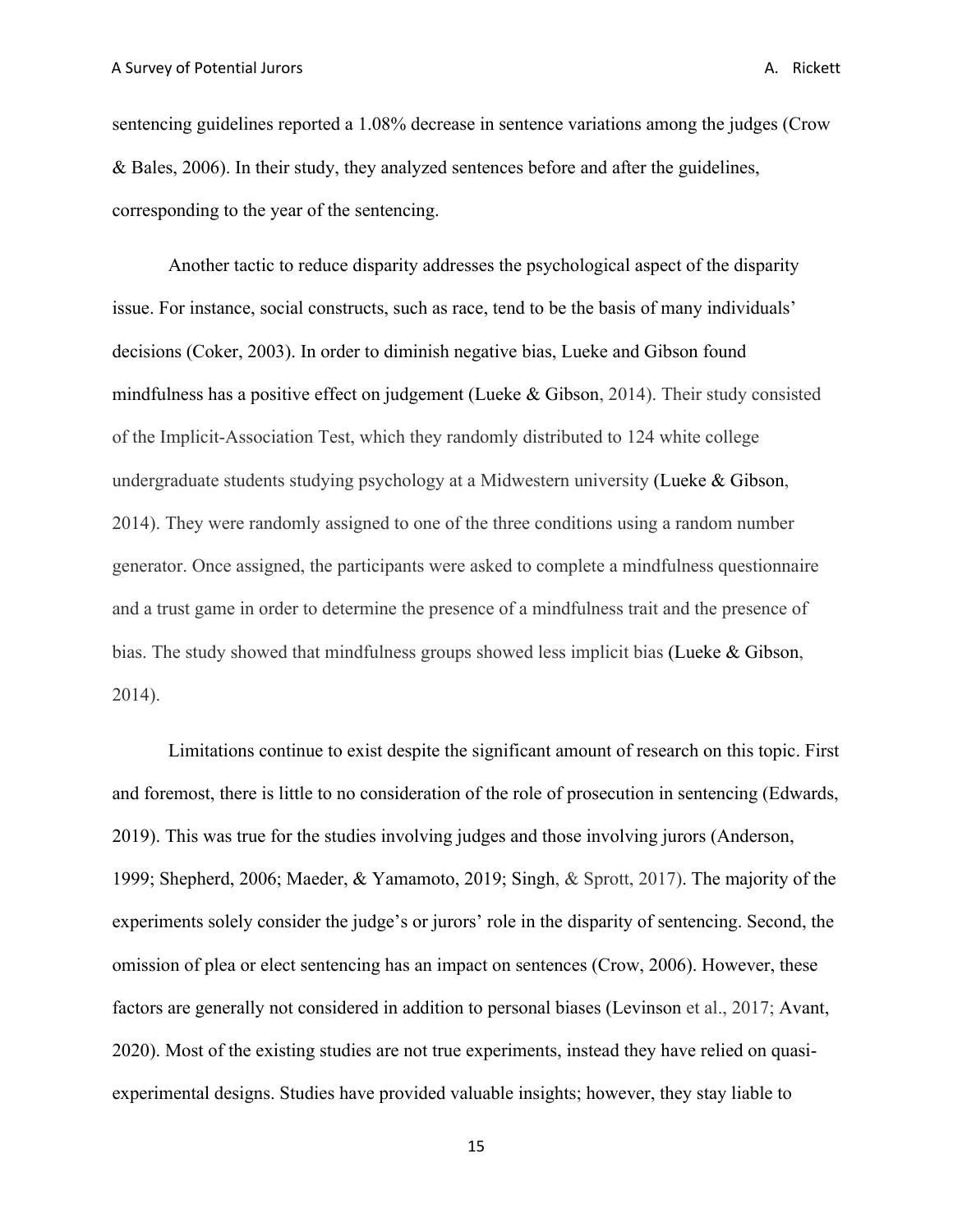sentencing guidelines reported a 1.08% decrease in sentence variations among the judges (Crow & Bales, 2006). In their study, they analyzed sentences before and after the guidelines, corresponding to the year of the sentencing.

Another tactic to reduce disparity addresses the psychological aspect of the disparity issue. For instance, social constructs, such as race, tend to be the basis of many individuals' decisions (Coker, 2003). In order to diminish negative bias, Lueke and Gibson found mindfulness has a positive effect on judgement (Lueke & Gibson, 2014). Their study consisted of the Implicit-Association Test, which they randomly distributed to 124 white college undergraduate students studying psychology at a Midwestern university (Lueke & Gibson, 2014). They were randomly assigned to one of the three conditions using a random number generator. Once assigned, the participants were asked to complete a mindfulness questionnaire and a trust game in order to determine the presence of a mindfulness trait and the presence of bias. The study showed that mindfulness groups showed less implicit bias (Lueke & Gibson, 2014).

Limitations continue to exist despite the significant amount of research on this topic. First and foremost, there is little to no consideration of the role of prosecution in sentencing (Edwards, 2019). This was true for the studies involving judges and those involving jurors (Anderson, 1999; Shepherd, 2006; Maeder, & Yamamoto, 2019; Singh, & Sprott, 2017). The majority of the experiments solely consider the judge's or jurors' role in the disparity of sentencing. Second, the omission of plea or elect sentencing has an impact on sentences (Crow, 2006). However, these factors are generally not considered in addition to personal biases (Levinson et al., 2017; Avant, 2020). Most of the existing studies are not true experiments, instead they have relied on quasi-experimental designs. Studies have provided valuable insights; however, they stay liable to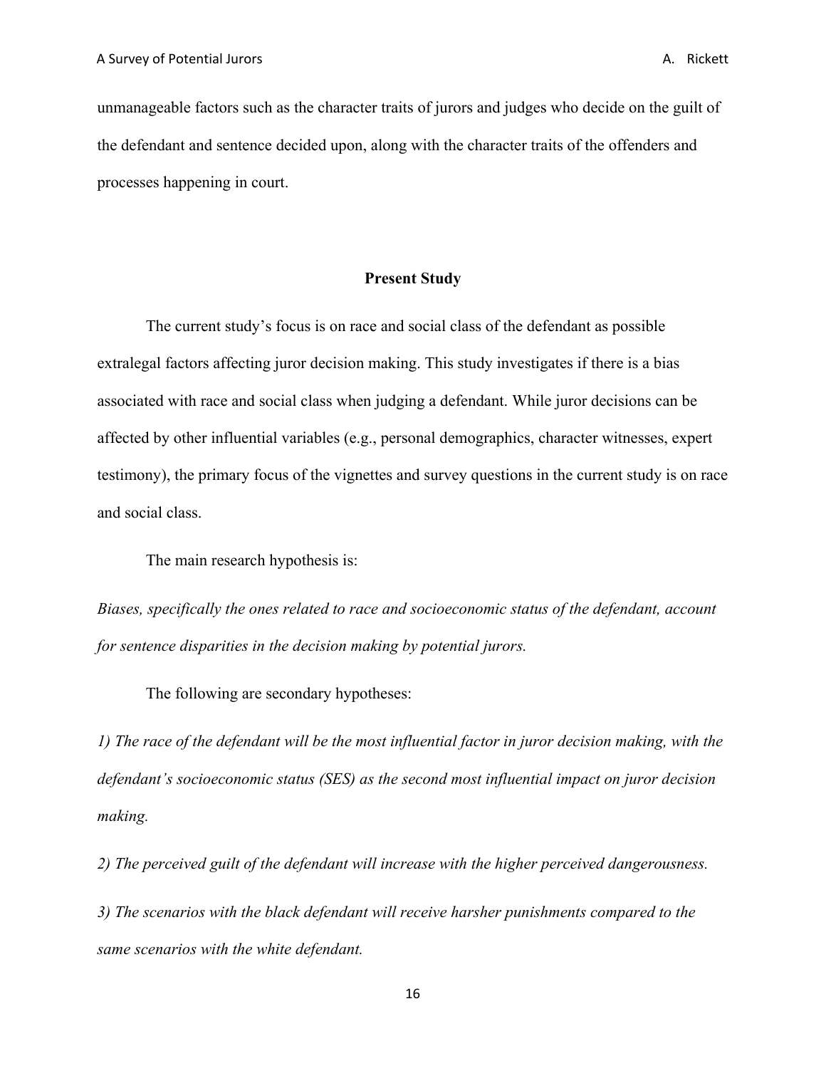unmanageable factors such as the character traits of jurors and judges who decide on the guilt of the defendant and sentence decided upon, along with the character traits of the offenders and processes happening in court.

## Present Study

The current study's focus is on race and social class of the defendant as possible extralegal factors affecting juror decision making. This study investigates if there is a bias associated with race and social class when judging a defendant. While juror decisions can be affected by other influential variables (e.g., personal demographics, character witnesses, expert testimony), the primary focus of the vignettes and survey questions in the current study is on race and social class.

The main research hypothesis is:

*Biases, specifically the ones related to race and socioeconomic status of the defendant, account for sentence disparities in the decision making by potential jurors.*

The following are secondary hypotheses:

*1) The race of the defendant will be the most influential factor in juror decision making, with the defendant's socioeconomic status (SES) as the second most influential impact on juror decision making.*

*2) The perceived guilt of the defendant will increase with the higher perceived dangerousness.*

*3) The scenarios with the black defendant will receive harsher punishments compared to the same scenarios with the white defendant.*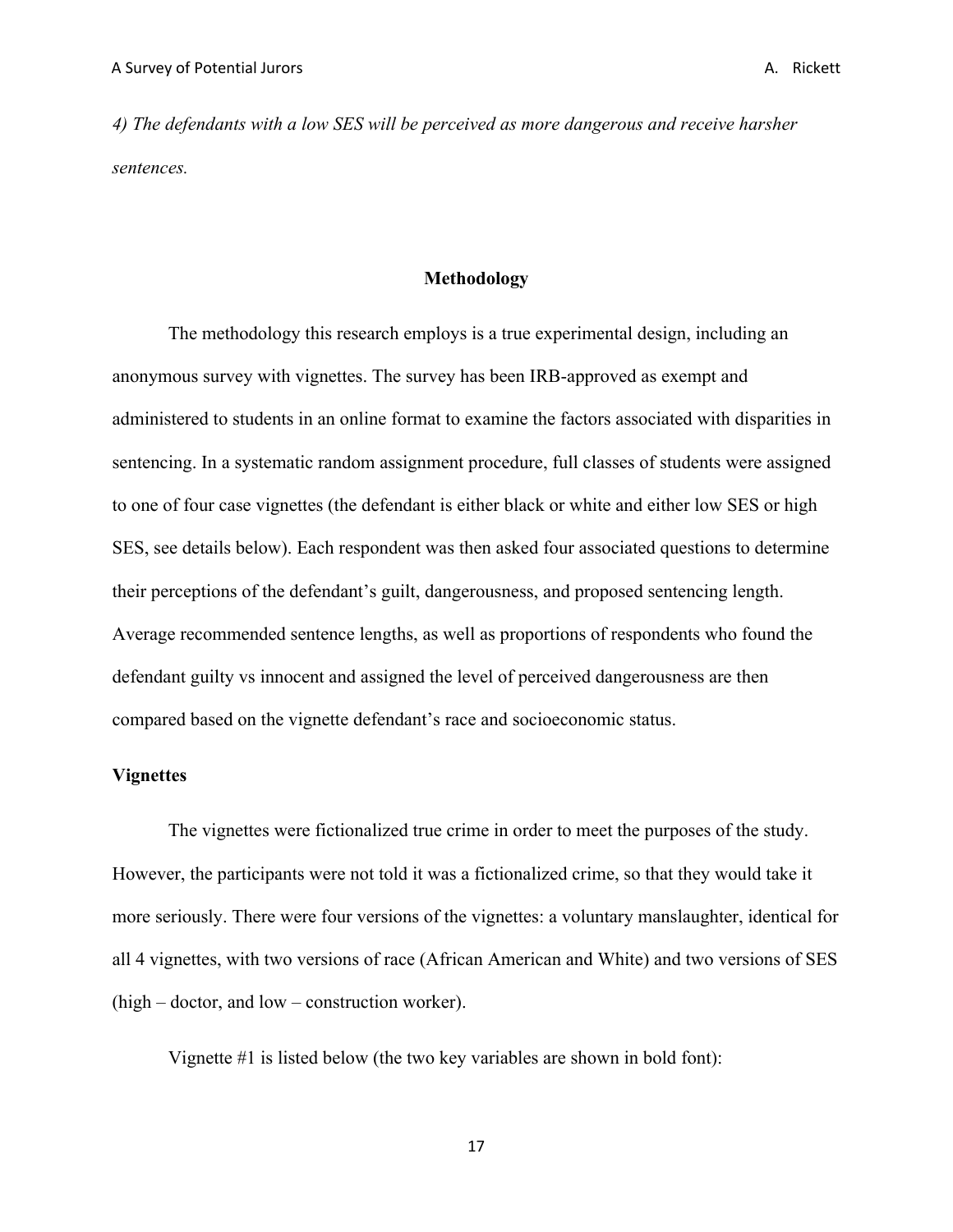*4) The defendants with a low SES will be perceived as more dangerous and receive harsher sentences.*

## Methodology

The methodology this research employs is a true experimental design, including an anonymous survey with vignettes. The survey has been IRB-approved as exempt and administered to students in an online format to examine the factors associated with disparities in sentencing. In a systematic random assignment procedure, full classes of students were assigned to one of four case vignettes (the defendant is either black or white and either low SES or high SES, see details below). Each respondent was then asked four associated questions to determine their perceptions of the defendant's guilt, dangerousness, and proposed sentencing length. Average recommended sentence lengths, as well as proportions of respondents who found the defendant guilty vs innocent and assigned the level of perceived dangerousness are then compared based on the vignette defendant's race and socioeconomic status.

### Vignettes

The vignettes were fictionalized true crime in order to meet the purposes of the study. However, the participants were not told it was a fictionalized crime, so that they would take it more seriously. There were four versions of the vignettes: a voluntary manslaughter, identical for all 4 vignettes, with two versions of race (African American and White) and two versions of SES (high – doctor, and low – construction worker).

Vignette #1 is listed below (the two key variables are shown in bold font):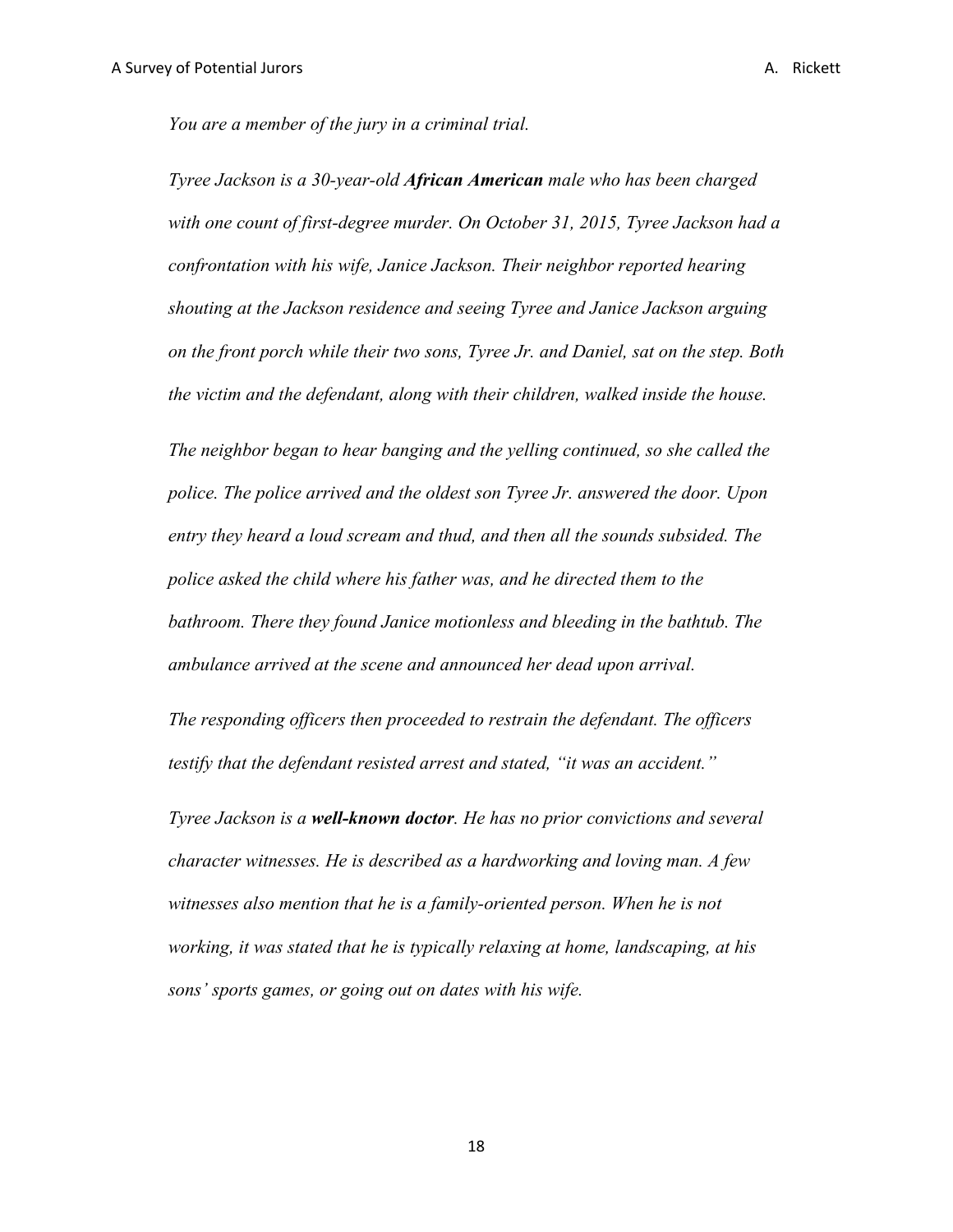*You are a member of the jury in a criminal trial.*

*Tyree Jackson is a 30-year-old **African American** male who has been charged with one count of first-degree murder. On October 31, 2015, Tyree Jackson had a confrontation with his wife, Janice Jackson. Their neighbor reported hearing shouting at the Jackson residence and seeing Tyree and Janice Jackson arguing on the front porch while their two sons, Tyree Jr. and Daniel, sat on the step. Both the victim and the defendant, along with their children, walked inside the house.*

*The neighbor began to hear banging and the yelling continued, so she called the police. The police arrived and the oldest son Tyree Jr. answered the door. Upon entry they heard a loud scream and thud, and then all the sounds subsided. The police asked the child where his father was, and he directed them to the bathroom. There they found Janice motionless and bleeding in the bathtub. The ambulance arrived at the scene and announced her dead upon arrival.*

*The responding officers then proceeded to restrain the defendant. The officers testify that the defendant resisted arrest and stated, "it was an accident."*

*Tyree Jackson is a **well-known doctor**. He has no prior convictions and several character witnesses. He is described as a hardworking and loving man. A few witnesses also mention that he is a family-oriented person. When he is not working, it was stated that he is typically relaxing at home, landscaping, at his sons' sports games, or going out on dates with his wife.*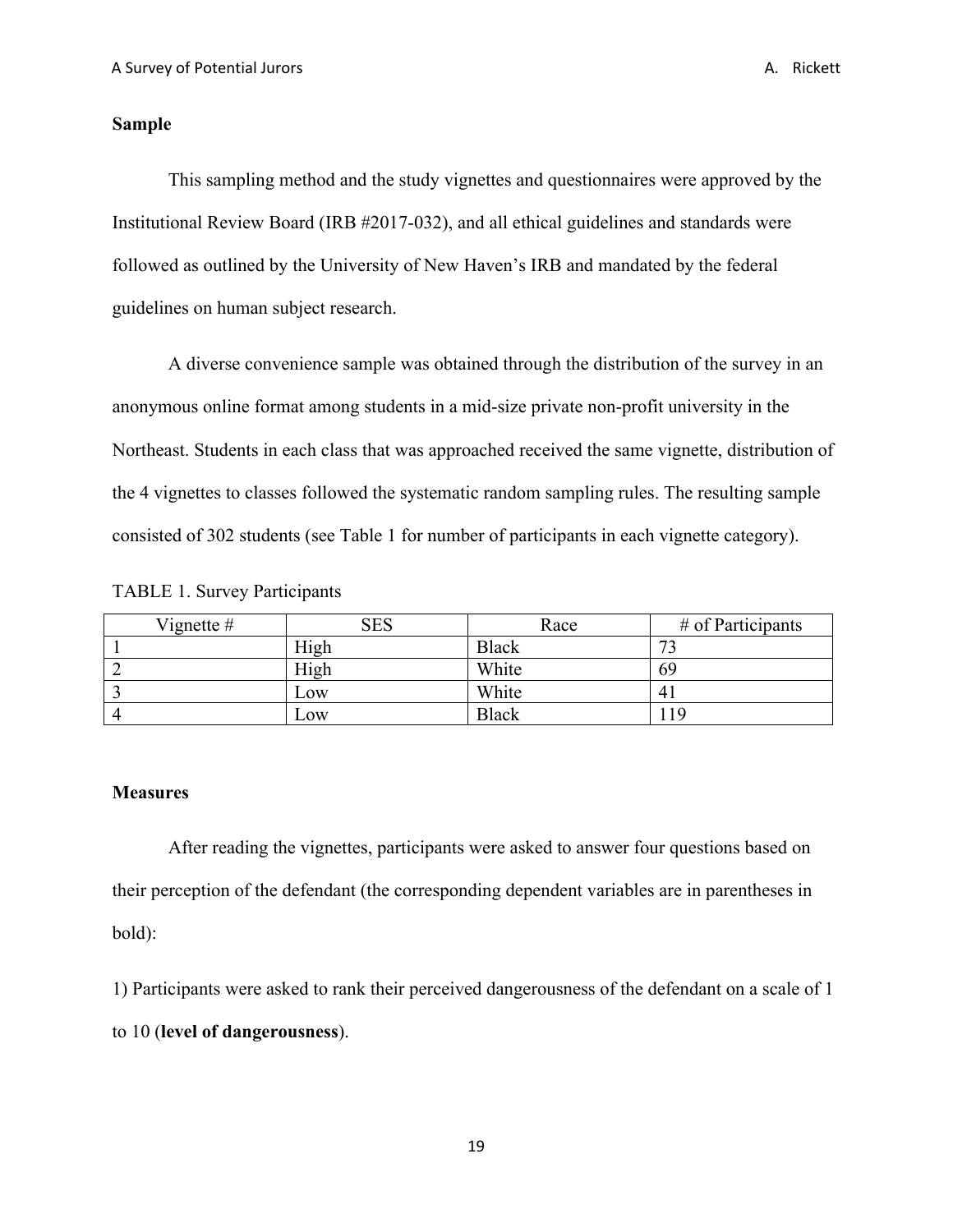**Sample**

This sampling method and the study vignettes and questionnaires were approved by the Institutional Review Board (IRB #2017-032), and all ethical guidelines and standards were followed as outlined by the University of New Haven's IRB and mandated by the federal guidelines on human subject research.

A diverse convenience sample was obtained through the distribution of the survey in an anonymous online format among students in a mid-size private non-profit university in the Northeast. Students in each class that was approached received the same vignette, distribution of the 4 vignettes to classes followed the systematic random sampling rules. The resulting sample consisted of 302 students (see Table 1 for number of participants in each vignette category).

TABLE 1. Survey Participants

| Vignette # | SES | Race | # of Participants |
|---|---|---|---|
| 1 | High | Black | 73 |
| 2 | High | White | 69 |
| 3 | Low | White | 41 |
| 4 | Low | Black | 119 |

**Measures**

After reading the vignettes, participants were asked to answer four questions based on their perception of the defendant (the corresponding dependent variables are in parentheses in bold):

1) Participants were asked to rank their perceived dangerousness of the defendant on a scale of 1 to 10 (**level of dangerousness**).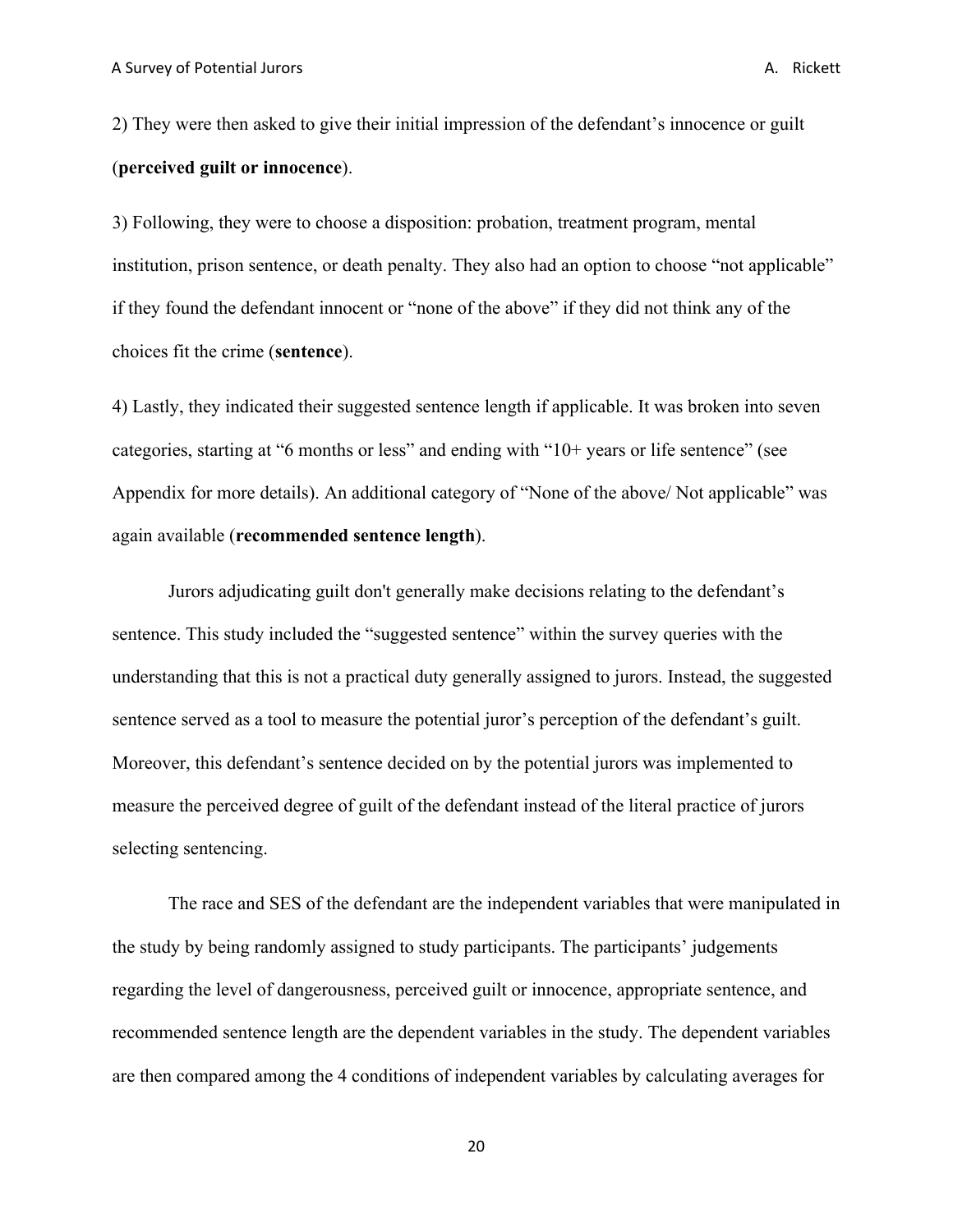2) They were then asked to give their initial impression of the defendant's innocence or guilt (**perceived guilt or innocence**).

3) Following, they were to choose a disposition: probation, treatment program, mental institution, prison sentence, or death penalty. They also had an option to choose "not applicable" if they found the defendant innocent or "none of the above" if they did not think any of the choices fit the crime (**sentence**).

4) Lastly, they indicated their suggested sentence length if applicable. It was broken into seven categories, starting at "6 months or less" and ending with "10+ years or life sentence" (see Appendix for more details). An additional category of "None of the above/ Not applicable" was again available (**recommended sentence length**).

Jurors adjudicating guilt don't generally make decisions relating to the defendant's sentence. This study included the "suggested sentence" within the survey queries with the understanding that this is not a practical duty generally assigned to jurors. Instead, the suggested sentence served as a tool to measure the potential juror's perception of the defendant's guilt. Moreover, this defendant's sentence decided on by the potential jurors was implemented to measure the perceived degree of guilt of the defendant instead of the literal practice of jurors selecting sentencing.

The race and SES of the defendant are the independent variables that were manipulated in the study by being randomly assigned to study participants. The participants' judgements regarding the level of dangerousness, perceived guilt or innocence, appropriate sentence, and recommended sentence length are the dependent variables in the study. The dependent variables are then compared among the 4 conditions of independent variables by calculating averages for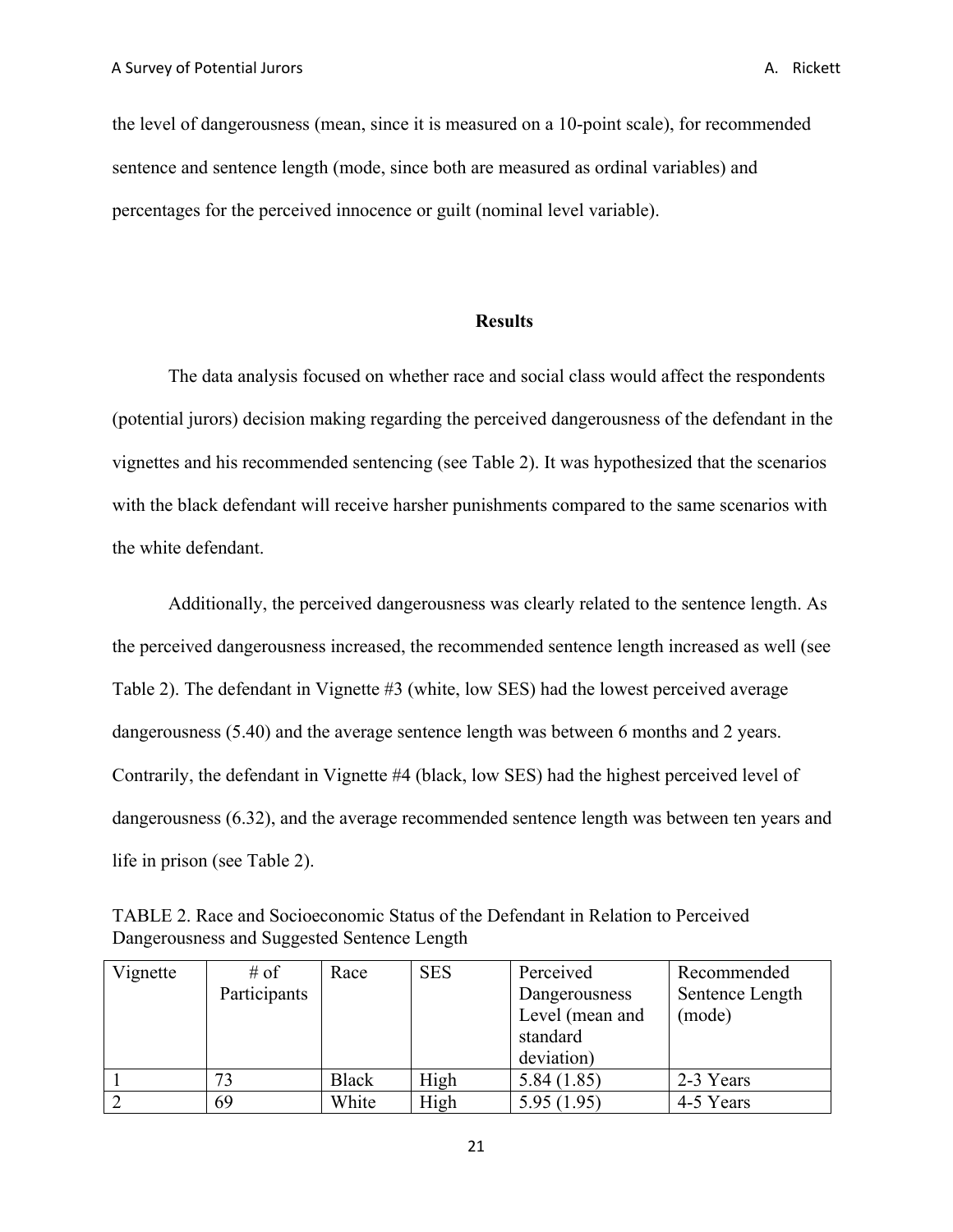the level of dangerousness (mean, since it is measured on a 10-point scale), for recommended sentence and sentence length (mode, since both are measured as ordinal variables) and percentages for the perceived innocence or guilt (nominal level variable).

## Results

The data analysis focused on whether race and social class would affect the respondents (potential jurors) decision making regarding the perceived dangerousness of the defendant in the vignettes and his recommended sentencing (see Table 2). It was hypothesized that the scenarios with the black defendant will receive harsher punishments compared to the same scenarios with the white defendant.

Additionally, the perceived dangerousness was clearly related to the sentence length. As the perceived dangerousness increased, the recommended sentence length increased as well (see Table 2). The defendant in Vignette #3 (white, low SES) had the lowest perceived average dangerousness (5.40) and the average sentence length was between 6 months and 2 years. Contrarily, the defendant in Vignette #4 (black, low SES) had the highest perceived level of dangerousness (6.32), and the average recommended sentence length was between ten years and life in prison (see Table 2).

TABLE 2. Race and Socioeconomic Status of the Defendant in Relation to Perceived Dangerousness and Suggested Sentence Length

| Vignette | # of Participants | Race | SES | Perceived Dangerousness Level (mean and standard deviation) | Recommended Sentence Length (mode) |
|---|---|---|---|---|---|
| 1 | 73 | Black | High | 5.84 (1.85) | 2-3 Years |
| 2 | 69 | White | High | 5.95 (1.95) | 4-5 Years |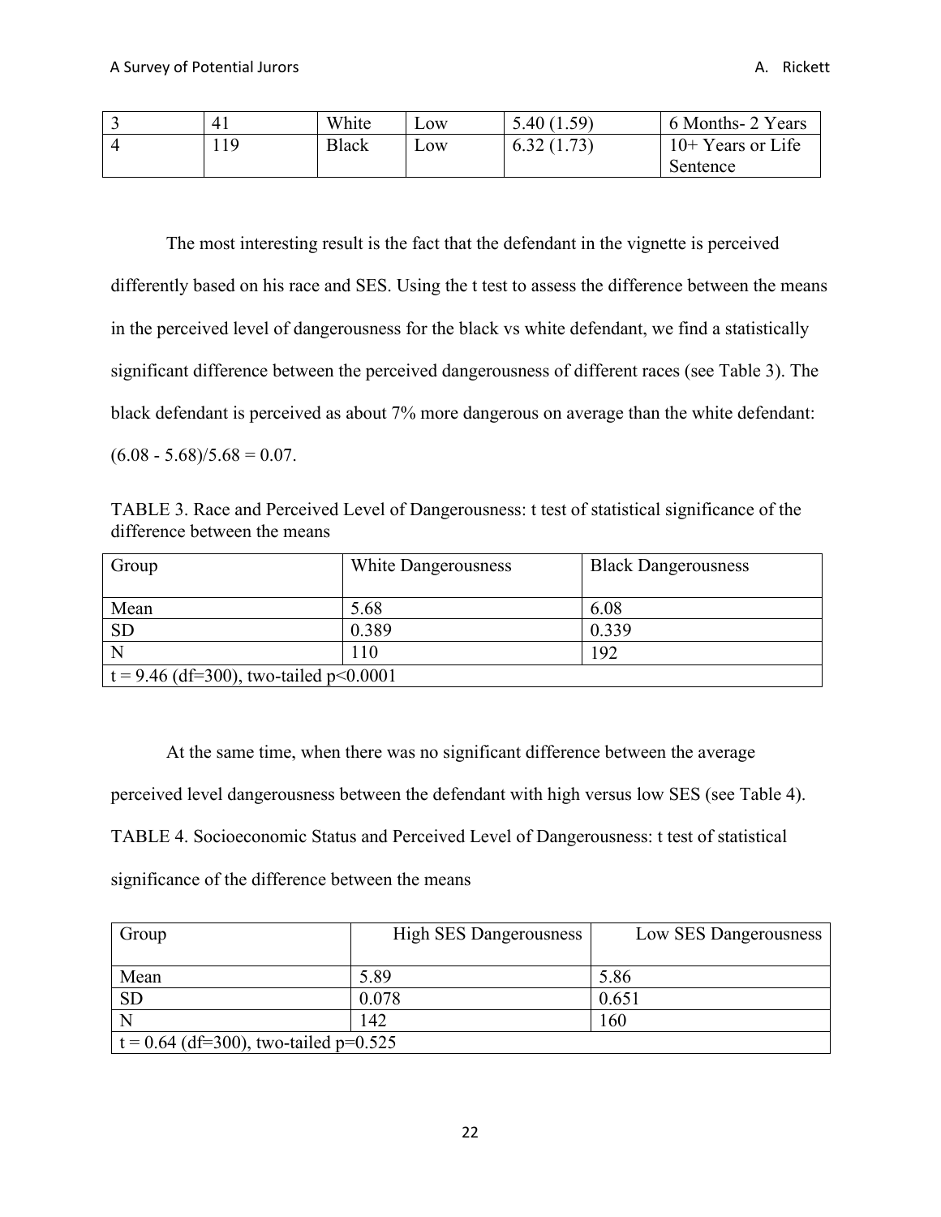| 3 | 41 | White | Low | 5.40 (1.59) | 6 Months- 2 Years |
|---|---|---|---|---|---|
| 4 | 119 | Black | Low | 6.32 (1.73) | 10+ Years or Life Sentence |

The most interesting result is the fact that the defendant in the vignette is perceived differently based on his race and SES. Using the t test to assess the difference between the means in the perceived level of dangerousness for the black vs white defendant, we find a statistically significant difference between the perceived dangerousness of different races (see Table 3). The black defendant is perceived as about 7% more dangerous on average than the white defendant: $(6.08 - 5.68)/5.68 = 0.07$.

TABLE 3. Race and Perceived Level of Dangerousness: t test of statistical significance of the difference between the means

| Group | White Dangerousness | Black Dangerousness |
|---|---|---|
| Mean | 5.68 | 6.08 |
| SD | 0.389 | 0.339 |
| N | 110 | 192 |
| $t = 9.46$ ($df=300$), two-tailed $p<0.0001$ | | |

At the same time, when there was no significant difference between the average perceived level dangerousness between the defendant with high versus low SES (see Table 4).

TABLE 4. Socioeconomic Status and Perceived Level of Dangerousness: t test of statistical significance of the difference between the means

| Group | High SES Dangerousness | Low SES Dangerousness |
|---|---|---|
| Mean | 5.89 | 5.86 |
| SD | 0.078 | 0.651 |
| N | 142 | 160 |
| $t = 0.64$ ($df=300$), two-tailed $p=0.525$ | | |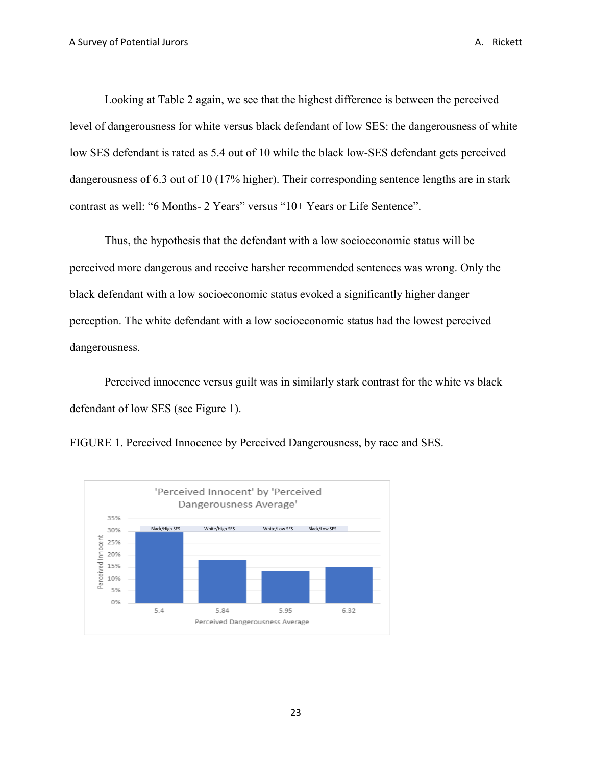Looking at Table 2 again, we see that the highest difference is between the perceived level of dangerousness for white versus black defendant of low SES: the dangerousness of white low SES defendant is rated as 5.4 out of 10 while the black low-SES defendant gets perceived dangerousness of 6.3 out of 10 (17% higher). Their corresponding sentence lengths are in stark contrast as well: "6 Months- 2 Years" versus "10+ Years or Life Sentence".

Thus, the hypothesis that the defendant with a low socioeconomic status will be perceived more dangerous and receive harsher recommended sentences was wrong. Only the black defendant with a low socioeconomic status evoked a significantly higher danger perception. The white defendant with a low socioeconomic status had the lowest perceived dangerousness.

Perceived innocence versus guilt was in similarly stark contrast for the white vs black defendant of low SES (see Figure 1).

FIGURE 1. Perceived Innocence by Perceived Dangerousness, by race and SES.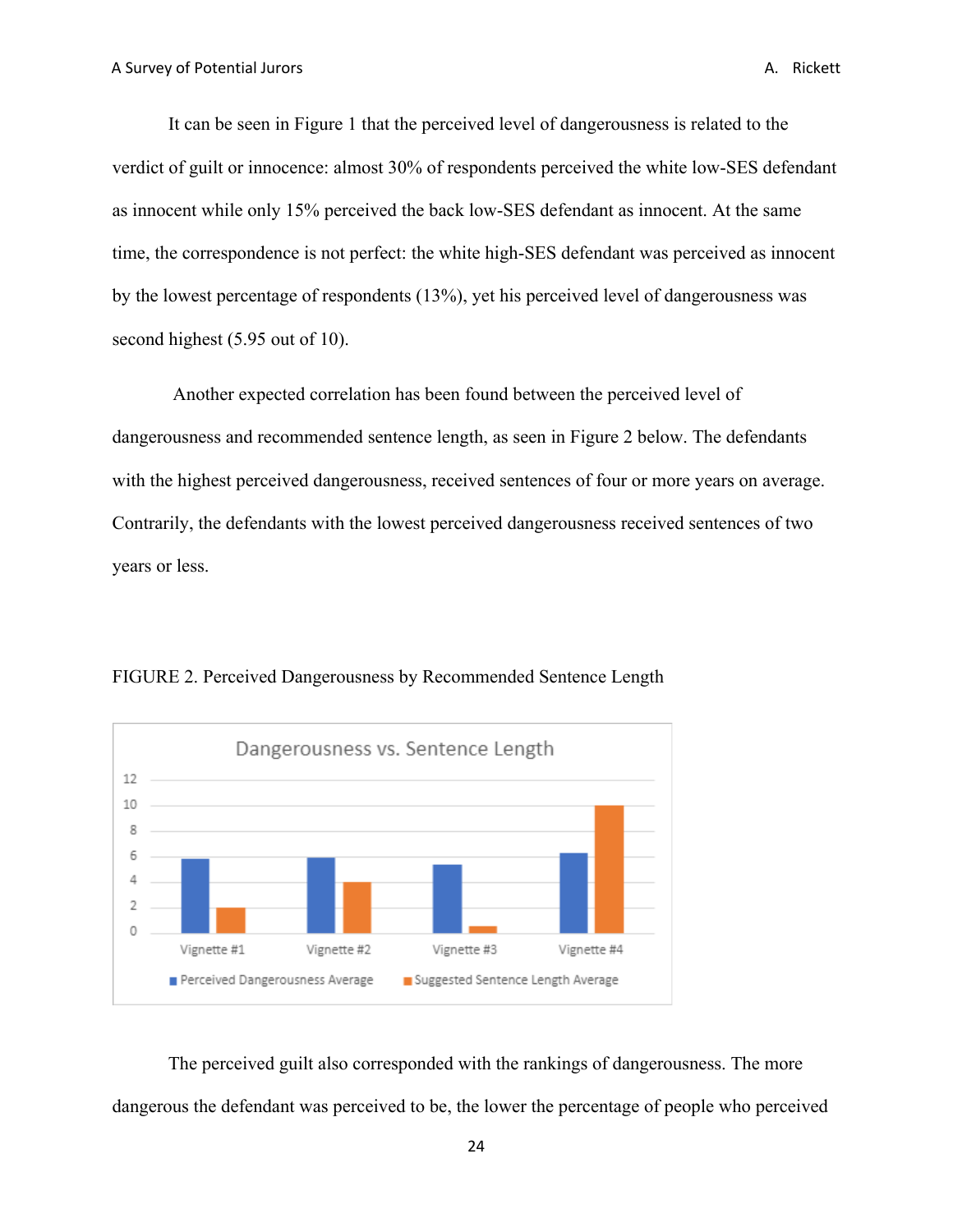It can be seen in Figure 1 that the perceived level of dangerousness is related to the verdict of guilt or innocence: almost 30% of respondents perceived the white low-SES defendant as innocent while only 15% perceived the back low-SES defendant as innocent. At the same time, the correspondence is not perfect: the white high-SES defendant was perceived as innocent by the lowest percentage of respondents (13%), yet his perceived level of dangerousness was second highest (5.95 out of 10).

Another expected correlation has been found between the perceived level of dangerousness and recommended sentence length, as seen in Figure 2 below. The defendants with the highest perceived dangerousness, received sentences of four or more years on average. Contrarily, the defendants with the lowest perceived dangerousness received sentences of two years or less.

FIGURE 2. Perceived Dangerousness by Recommended Sentence Length

The perceived guilt also corresponded with the rankings of dangerousness. The more dangerous the defendant was perceived to be, the lower the percentage of people who perceived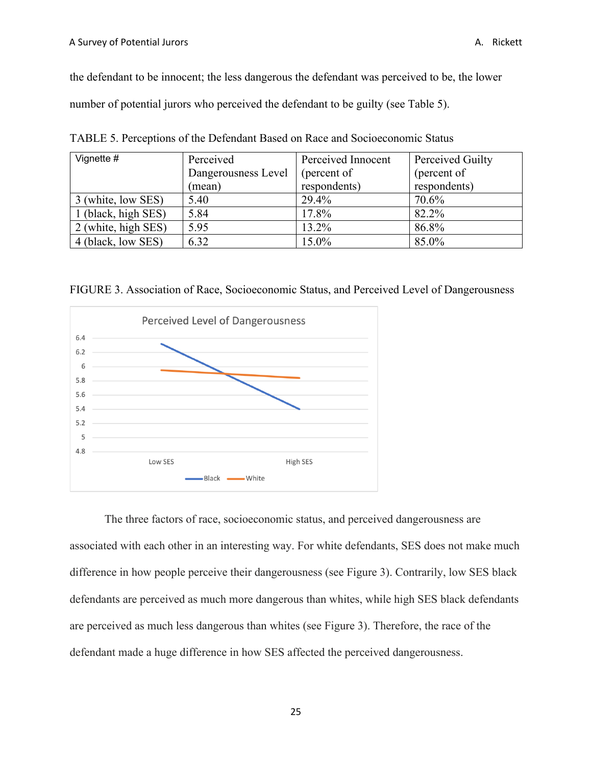the defendant to be innocent; the less dangerous the defendant was perceived to be, the lower number of potential jurors who perceived the defendant to be guilty (see Table 5).

TABLE 5. Perceptions of the Defendant Based on Race and Socioeconomic Status

| Vignette # | Perceived Dangerousness Level (mean) | Perceived Innocent (percent of respondents) | Perceived Guilty (percent of respondents) |
|---|---|---|---|
| 3 (white, low SES) | 5.40 | 29.4% | 70.6% |
| 1 (black, high SES) | 5.84 | 17.8% | 82.2% |
| 2 (white, high SES) | 5.95 | 13.2% | 86.8% |
| 4 (black, low SES) | 6.32 | 15.0% | 85.0% |

FIGURE 3. Association of Race, Socioeconomic Status, and Perceived Level of Dangerousness

The three factors of race, socioeconomic status, and perceived dangerousness are associated with each other in an interesting way. For white defendants, SES does not make much difference in how people perceive their dangerousness (see Figure 3). Contrarily, low SES black defendants are perceived as much more dangerous than whites, while high SES black defendants are perceived as much less dangerous than whites (see Figure 3). Therefore, the race of the defendant made a huge difference in how SES affected the perceived dangerousness.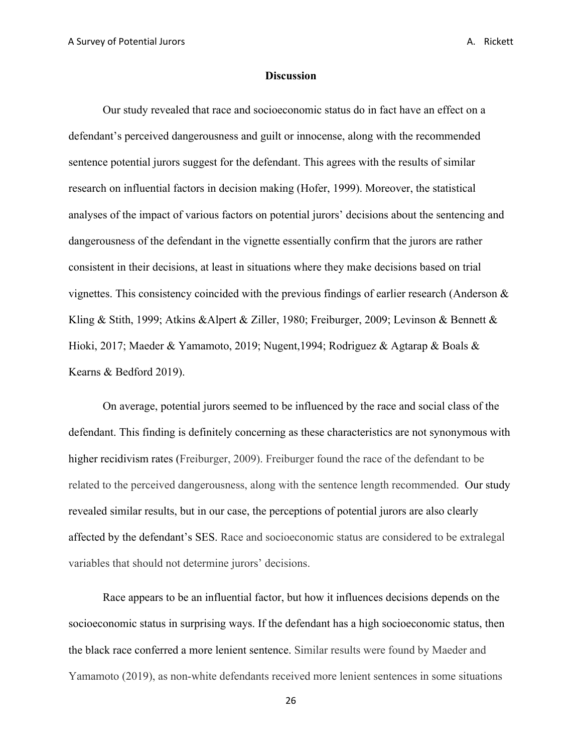## Discussion

Our study revealed that race and socioeconomic status do in fact have an effect on a defendant's perceived dangerousness and guilt or innocense, along with the recommended sentence potential jurors suggest for the defendant. This agrees with the results of similar research on influential factors in decision making (Hofer, 1999). Moreover, the statistical analyses of the impact of various factors on potential jurors' decisions about the sentencing and dangerousness of the defendant in the vignette essentially confirm that the jurors are rather consistent in their decisions, at least in situations where they make decisions based on trial vignettes. This consistency coincided with the previous findings of earlier research (Anderson & Kling & Stith, 1999; Atkins &Alpert & Ziller, 1980; Freiburger, 2009; Levinson & Bennett & Hioki, 2017; Maeder & Yamamoto, 2019; Nugent,1994; Rodriguez & Agtarap & Boals & Kearns & Bedford 2019).

On average, potential jurors seemed to be influenced by the race and social class of the defendant. This finding is definitely concerning as these characteristics are not synonymous with higher recidivism rates (Freiburger, 2009). Freiburger found the race of the defendant to be related to the perceived dangerousness, along with the sentence length recommended. Our study revealed similar results, but in our case, the perceptions of potential jurors are also clearly affected by the defendant's SES. Race and socioeconomic status are considered to be extralegal variables that should not determine jurors' decisions.

Race appears to be an influential factor, but how it influences decisions depends on the socioeconomic status in surprising ways. If the defendant has a high socioeconomic status, then the black race conferred a more lenient sentence. Similar results were found by Maeder and Yamamoto (2019), as non-white defendants received more lenient sentences in some situations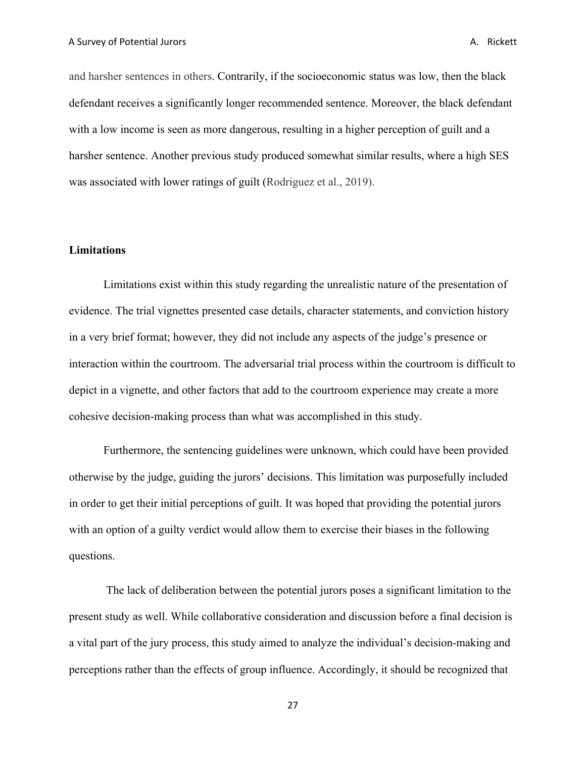and harsher sentences in others. Contrarily, if the socioeconomic status was low, then the black defendant receives a significantly longer recommended sentence. Moreover, the black defendant with a low income is seen as more dangerous, resulting in a higher perception of guilt and a harsher sentence. Another previous study produced somewhat similar results, where a high SES was associated with lower ratings of guilt (Rodriguez et al., 2019).

## Limitations

Limitations exist within this study regarding the unrealistic nature of the presentation of evidence. The trial vignettes presented case details, character statements, and conviction history in a very brief format; however, they did not include any aspects of the judge's presence or interaction within the courtroom. The adversarial trial process within the courtroom is difficult to depict in a vignette, and other factors that add to the courtroom experience may create a more cohesive decision-making process than what was accomplished in this study.

Furthermore, the sentencing guidelines were unknown, which could have been provided otherwise by the judge, guiding the jurors' decisions. This limitation was purposefully included in order to get their initial perceptions of guilt. It was hoped that providing the potential jurors with an option of a guilty verdict would allow them to exercise their biases in the following questions.

The lack of deliberation between the potential jurors poses a significant limitation to the present study as well. While collaborative consideration and discussion before a final decision is a vital part of the jury process, this study aimed to analyze the individual's decision-making and perceptions rather than the effects of group influence. Accordingly, it should be recognized that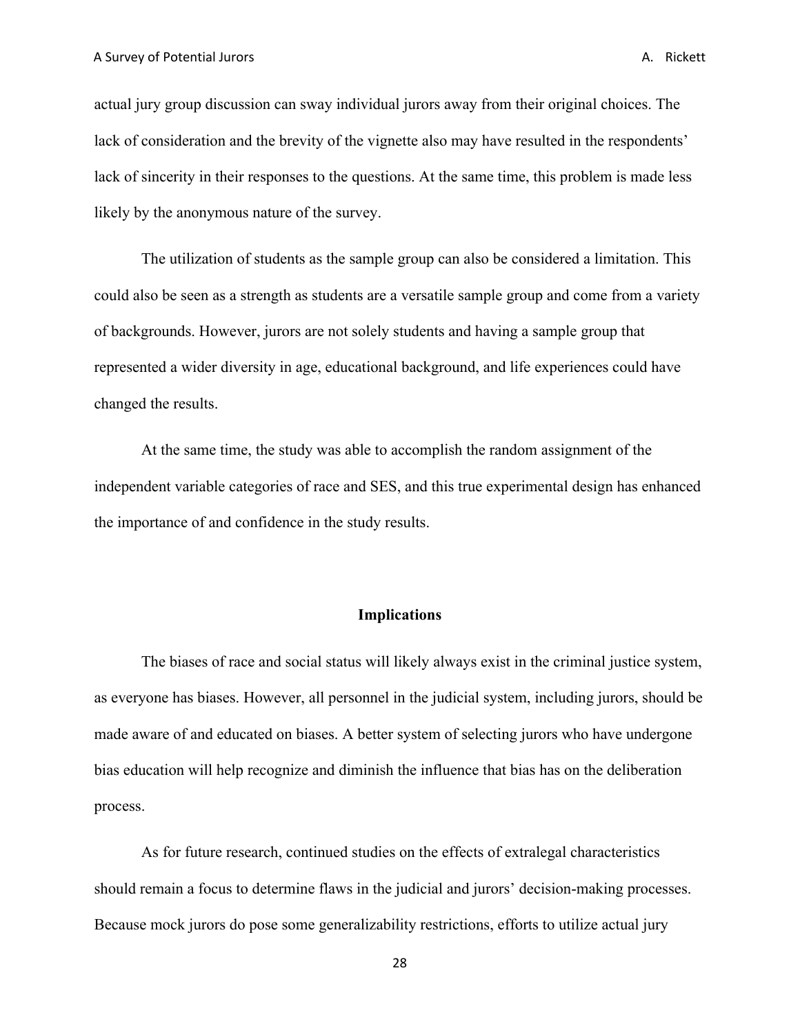actual jury group discussion can sway individual jurors away from their original choices. The lack of consideration and the brevity of the vignette also may have resulted in the respondents' lack of sincerity in their responses to the questions. At the same time, this problem is made less likely by the anonymous nature of the survey.

The utilization of students as the sample group can also be considered a limitation. This could also be seen as a strength as students are a versatile sample group and come from a variety of backgrounds. However, jurors are not solely students and having a sample group that represented a wider diversity in age, educational background, and life experiences could have changed the results.

At the same time, the study was able to accomplish the random assignment of the independent variable categories of race and SES, and this true experimental design has enhanced the importance of and confidence in the study results.

## Implications

The biases of race and social status will likely always exist in the criminal justice system, as everyone has biases. However, all personnel in the judicial system, including jurors, should be made aware of and educated on biases. A better system of selecting jurors who have undergone bias education will help recognize and diminish the influence that bias has on the deliberation process.

As for future research, continued studies on the effects of extralegal characteristics should remain a focus to determine flaws in the judicial and jurors' decision-making processes. Because mock jurors do pose some generalizability restrictions, efforts to utilize actual jury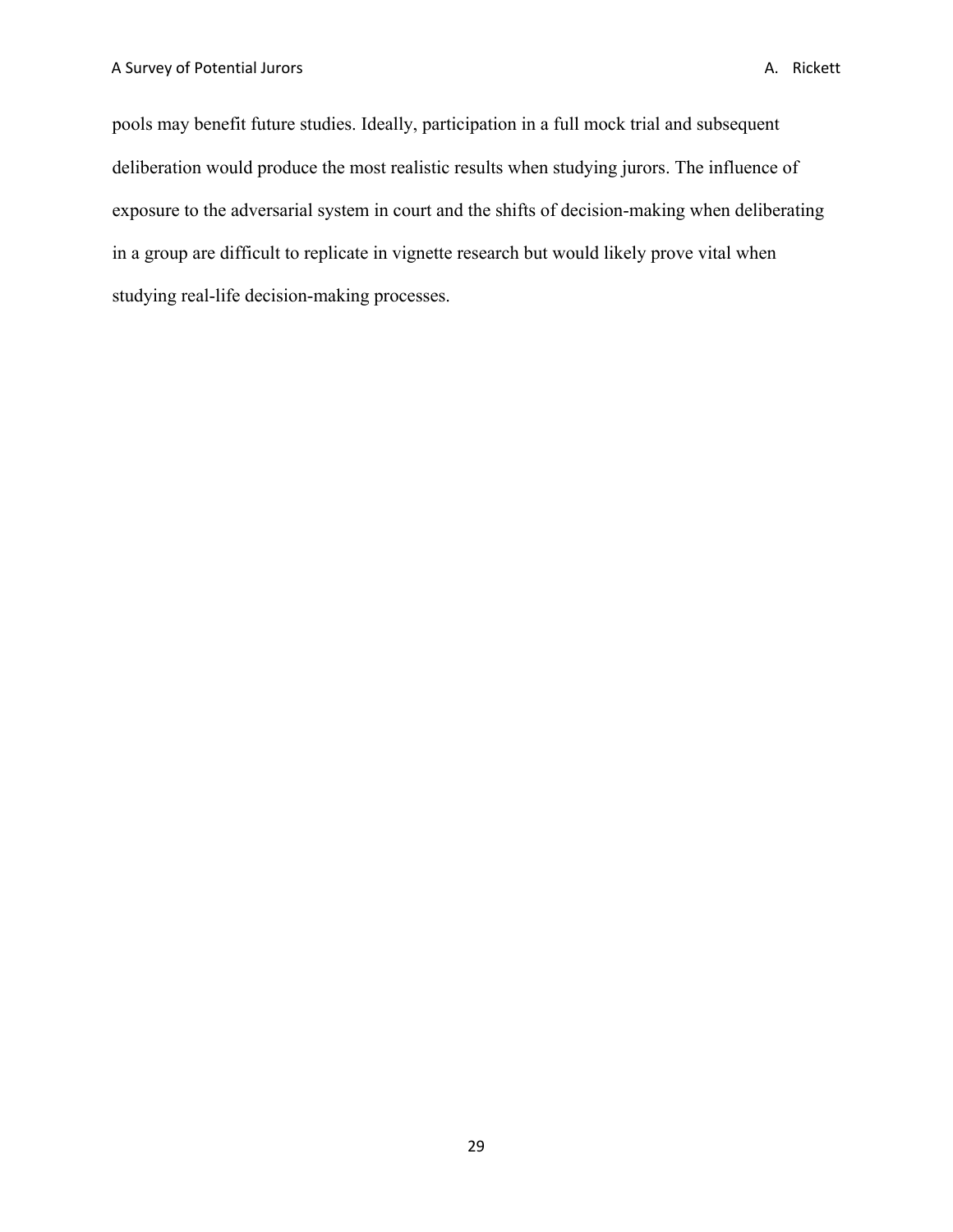pools may benefit future studies. Ideally, participation in a full mock trial and subsequent deliberation would produce the most realistic results when studying jurors. The influence of exposure to the adversarial system in court and the shifts of decision-making when deliberating in a group are difficult to replicate in vignette research but would likely prove vital when studying real-life decision-making processes.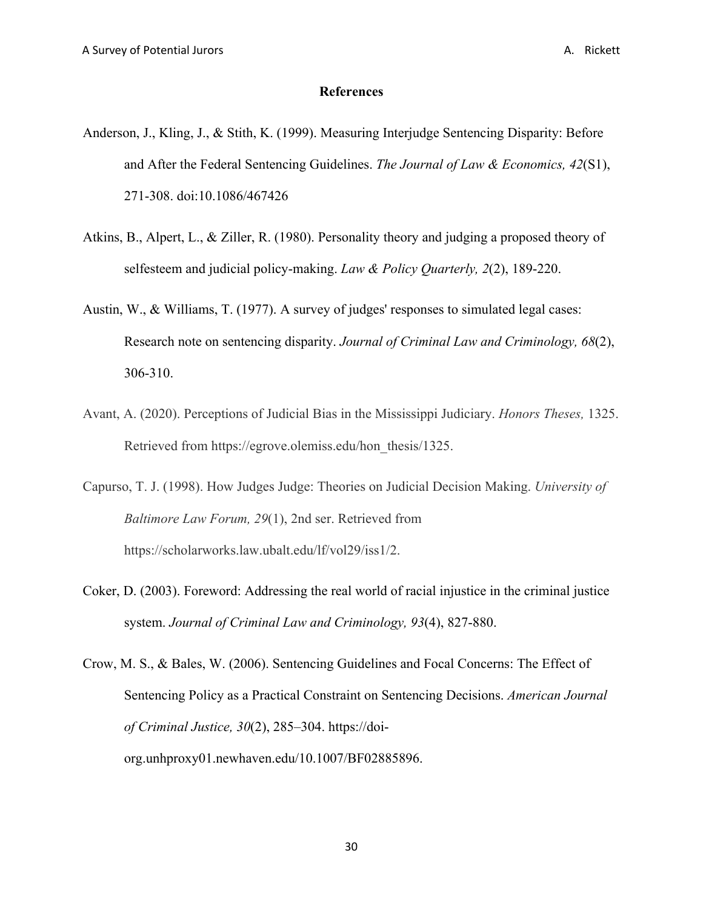## References

Anderson, J., Kling, J., & Stith, K. (1999). Measuring Interjudge Sentencing Disparity: Before and After the Federal Sentencing Guidelines. *The Journal of Law & Economics, 42*(S1), 271-308. doi:10.1086/467426

Atkins, B., Alpert, L., & Ziller, R. (1980). Personality theory and judging a proposed theory of selfesteem and judicial policy-making. *Law & Policy Quarterly, 2*(2), 189-220.

Austin, W., & Williams, T. (1977). A survey of judges' responses to simulated legal cases: Research note on sentencing disparity. *Journal of Criminal Law and Criminology, 68*(2), 306-310.

Avant, A. (2020). Perceptions of Judicial Bias in the Mississippi Judiciary. *Honors Theses,* 1325. Retrieved from https://egrove.olemiss.edu/hon_thesis/1325.

Capurso, T. J. (1998). How Judges Judge: Theories on Judicial Decision Making. *University of Baltimore Law Forum, 29*(1), 2nd ser. Retrieved from https://scholarworks.law.ubalt.edu/lf/vol29/iss1/2.

Coker, D. (2003). Foreword: Addressing the real world of racial injustice in the criminal justice system. *Journal of Criminal Law and Criminology, 93*(4), 827-880.

Crow, M. S., & Bales, W. (2006). Sentencing Guidelines and Focal Concerns: The Effect of Sentencing Policy as a Practical Constraint on Sentencing Decisions. *American Journal of Criminal Justice, 30*(2), 285–304. https://doi-org.unhproxy01.newhaven.edu/10.1007/BF02885896.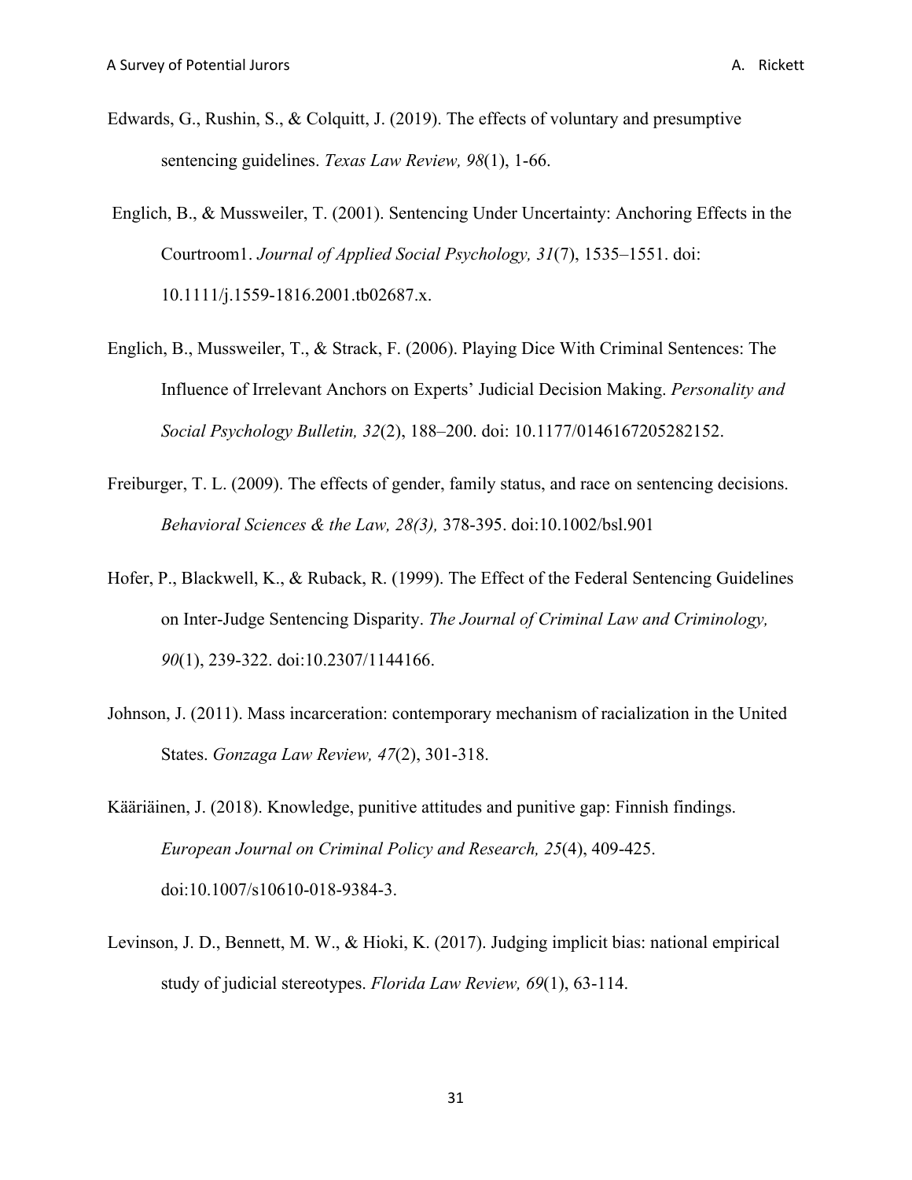Edwards, G., Rushin, S., & Colquitt, J. (2019). The effects of voluntary and presumptive sentencing guidelines. *Texas Law Review, 98*(1), 1-66.

Englich, B., & Mussweiler, T. (2001). Sentencing Under Uncertainty: Anchoring Effects in the Courtroom1. *Journal of Applied Social Psychology, 31*(7), 1535–1551. doi: 10.1111/j.1559-1816.2001.tb02687.x.

Englich, B., Mussweiler, T., & Strack, F. (2006). Playing Dice With Criminal Sentences: The Influence of Irrelevant Anchors on Experts' Judicial Decision Making. *Personality and Social Psychology Bulletin, 32*(2), 188–200. doi: 10.1177/0146167205282152.

Freiburger, T. L. (2009). The effects of gender, family status, and race on sentencing decisions. *Behavioral Sciences & the Law, 28(3),* 378-395. doi:10.1002/bsl.901

Hofer, P., Blackwell, K., & Ruback, R. (1999). The Effect of the Federal Sentencing Guidelines on Inter-Judge Sentencing Disparity. *The Journal of Criminal Law and Criminology, 90*(1), 239-322. doi:10.2307/1144166.

Johnson, J. (2011). Mass incarceration: contemporary mechanism of racialization in the United States. *Gonzaga Law Review, 47*(2), 301-318.

Kääriäinen, J. (2018). Knowledge, punitive attitudes and punitive gap: Finnish findings. *European Journal on Criminal Policy and Research, 25*(4), 409-425. doi:10.1007/s10610-018-9384-3.

Levinson, J. D., Bennett, M. W., & Hioki, K. (2017). Judging implicit bias: national empirical study of judicial stereotypes. *Florida Law Review, 69*(1), 63-114.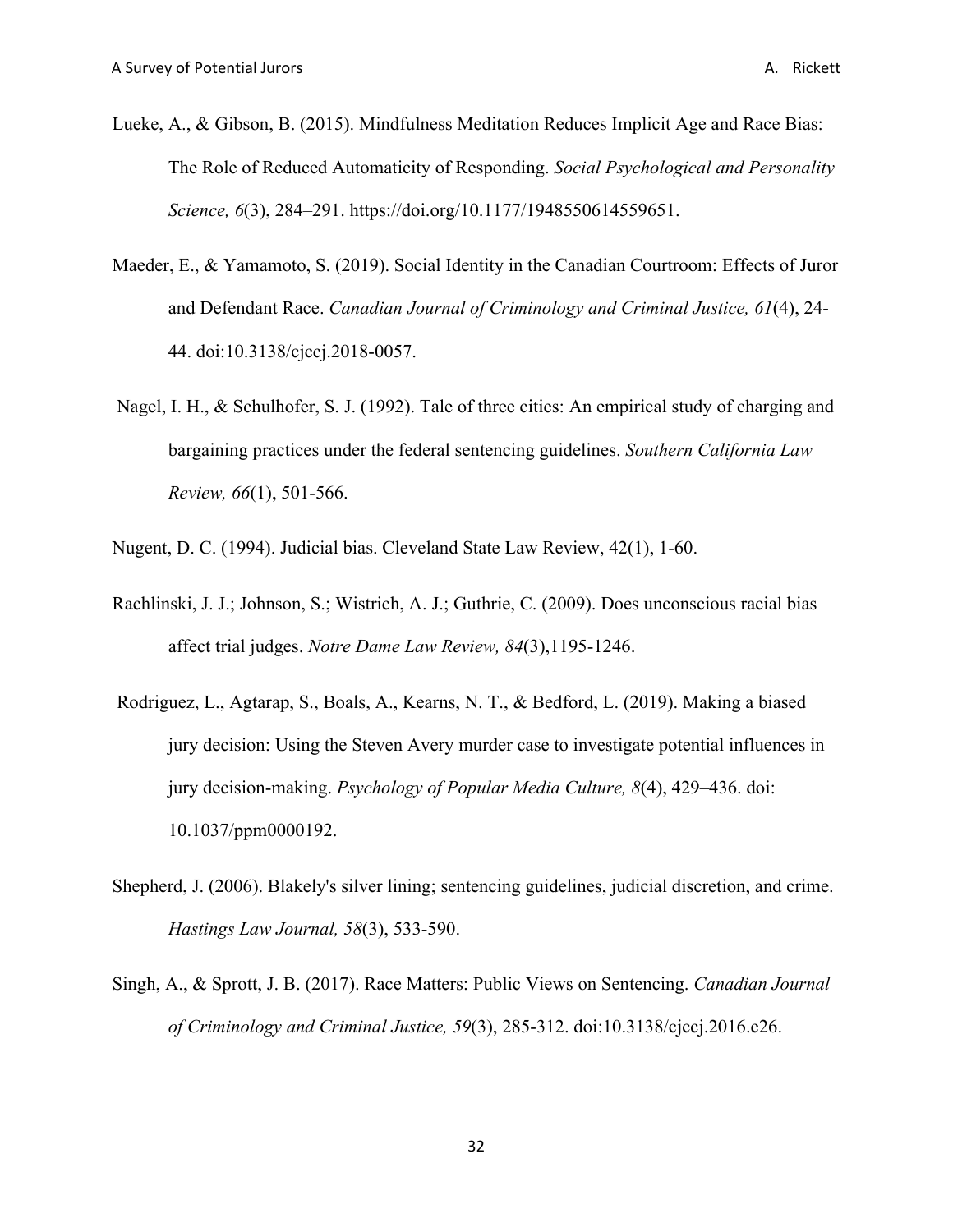Lueke, A., & Gibson, B. (2015). Mindfulness Meditation Reduces Implicit Age and Race Bias: The Role of Reduced Automaticity of Responding. *Social Psychological and Personality Science, 6*(3), 284–291. https://doi.org/10.1177/1948550614559651.

Maeder, E., & Yamamoto, S. (2019). Social Identity in the Canadian Courtroom: Effects of Juror and Defendant Race. *Canadian Journal of Criminology and Criminal Justice, 61*(4), 24-44. doi:10.3138/cjccj.2018-0057.

Nagel, I. H., & Schulhofer, S. J. (1992). Tale of three cities: An empirical study of charging and bargaining practices under the federal sentencing guidelines. *Southern California Law Review, 66*(1), 501-566.

Nugent, D. C. (1994). Judicial bias. Cleveland State Law Review, 42(1), 1-60.

Rachlinski, J. J.; Johnson, S.; Wistrich, A. J.; Guthrie, C. (2009). Does unconscious racial bias affect trial judges. *Notre Dame Law Review, 84*(3),1195-1246.

Rodriguez, L., Agtarap, S., Boals, A., Kearns, N. T., & Bedford, L. (2019). Making a biased jury decision: Using the Steven Avery murder case to investigate potential influences in jury decision-making. *Psychology of Popular Media Culture, 8*(4), 429–436. doi: 10.1037/ppm0000192.

Shepherd, J. (2006). Blakely's silver lining; sentencing guidelines, judicial discretion, and crime. *Hastings Law Journal, 58*(3), 533-590.

Singh, A., & Sprott, J. B. (2017). Race Matters: Public Views on Sentencing. *Canadian Journal of Criminology and Criminal Justice, 59*(3), 285-312. doi:10.3138/cjccj.2016.e26.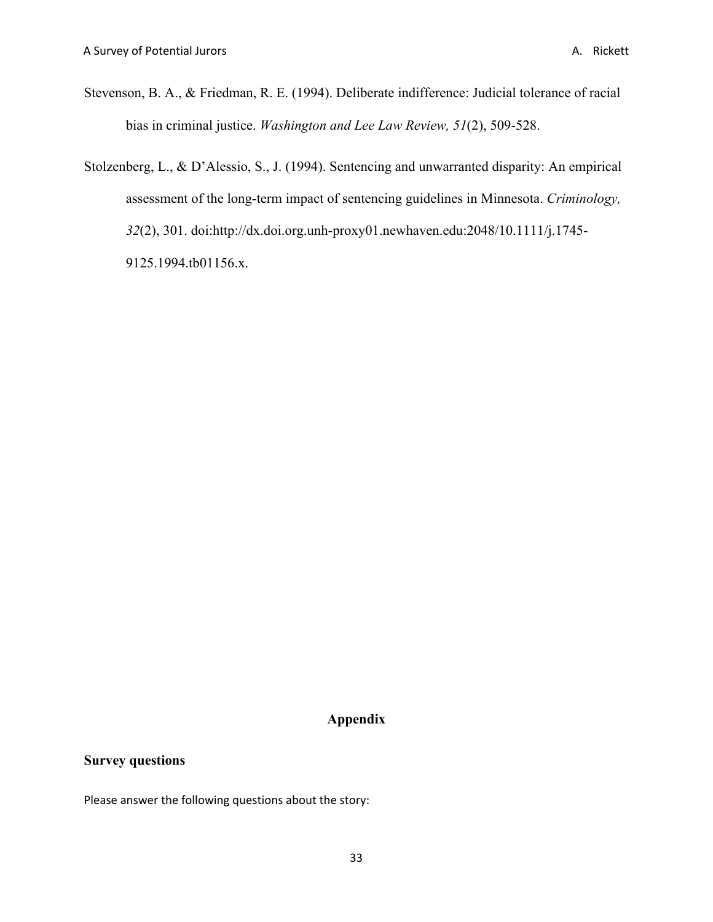Stevenson, B. A., & Friedman, R. E. (1994). Deliberate indifference: Judicial tolerance of racial bias in criminal justice. *Washington and Lee Law Review, 51*(2), 509-528.

Stolzenberg, L., & D'Alessio, S., J. (1994). Sentencing and unwarranted disparity: An empirical assessment of the long-term impact of sentencing guidelines in Minnesota. *Criminology, 32*(2), 301. doi:http://dx.doi.org.unh-proxy01.newhaven.edu:2048/10.1111/j.1745-9125.1994.tb01156.x.

## Appendix

### Survey questions

Please answer the following questions about the story: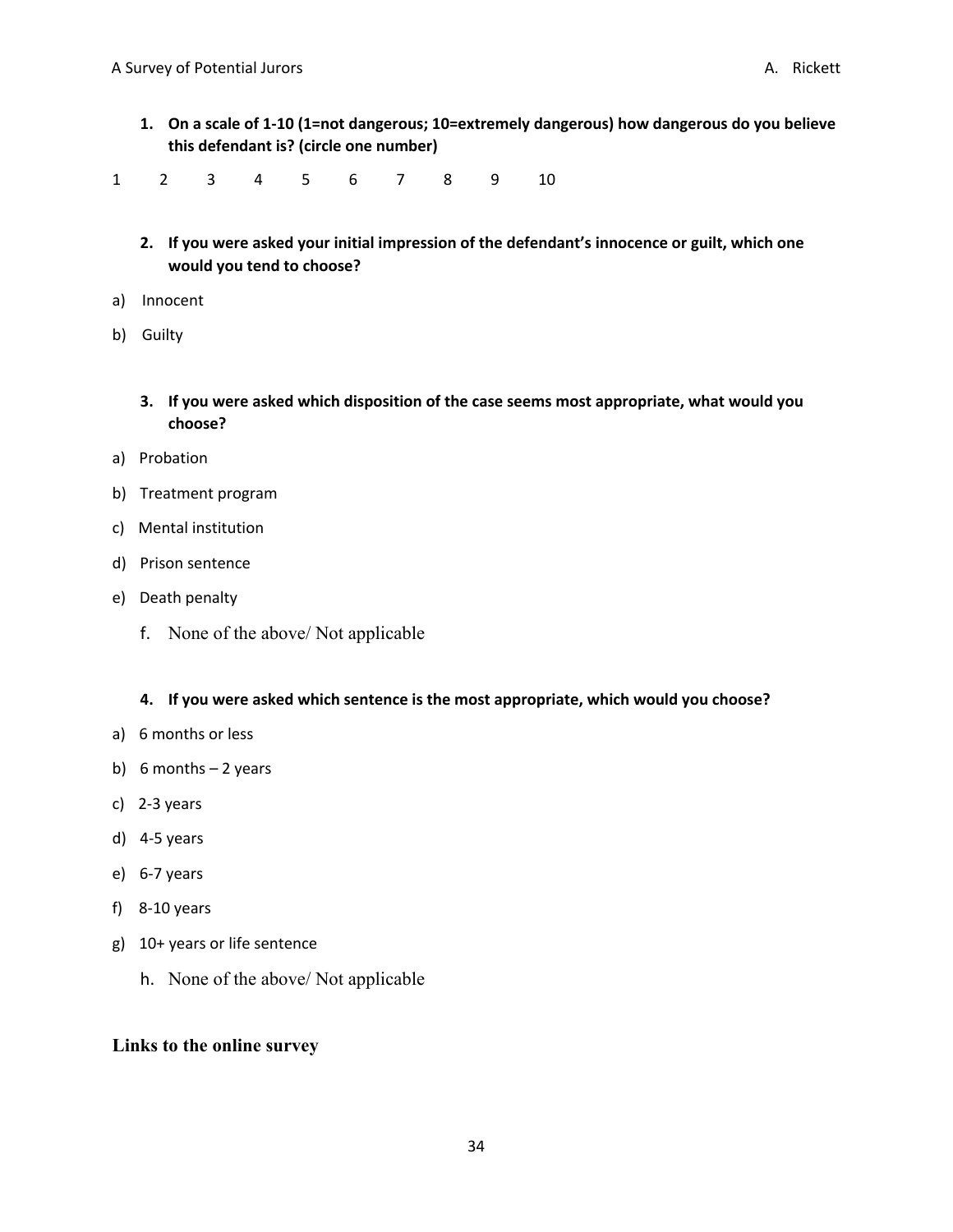1. **On a scale of 1-10 (1=not dangerous; 10=extremely dangerous) how dangerous do you believe this defendant is? (circle one number)**

1 2 3 4 5 6 7 8 9 10

2. **If you were asked your initial impression of the defendant's innocence or guilt, which one would you tend to choose?**

a) Innocent

b) Guilty

3. **If you were asked which disposition of the case seems most appropriate, what would you choose?**

a) Probation

b) Treatment program

c) Mental institution

d) Prison sentence

e) Death penalty

f. None of the above/ Not applicable

4. **If you were asked which sentence is the most appropriate, which would you choose?**

a) 6 months or less

b) 6 months – 2 years

c) 2-3 years

d) 4-5 years

e) 6-7 years

f) 8-10 years

g) 10+ years or life sentence

h. None of the above/ Not applicable

## Links to the online survey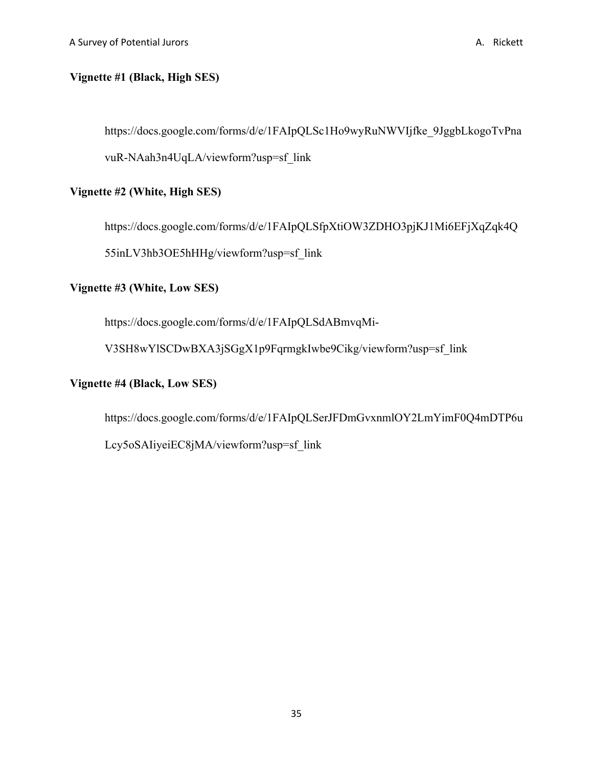**Vignette #1 (Black, High SES)**

https://docs.google.com/forms/d/e/1FAIpQLSc1Ho9wyRuNWVIjfke_9JggbLkogoTvPnavuR-NAah3n4UqLA/viewform?usp=sf_link

**Vignette #2 (White, High SES)**

https://docs.google.com/forms/d/e/1FAIpQLSfpXtiOW3ZDHO3pjKJ1Mi6EFjXqZqk4Q55inLV3hb3OE5hHHg/viewform?usp=sf_link

**Vignette #3 (White, Low SES)**

https://docs.google.com/forms/d/e/1FAIpQLSdABmvqMi-V3SH8wYlSCDwBXA3jSGgX1p9FqrmgkIwbe9Cikg/viewform?usp=sf_link

**Vignette #4 (Black, Low SES)**

https://docs.google.com/forms/d/e/1FAIpQLSerJFDmGvxnmlOY2LmYimF0Q4mDTP6uLcy5oSAIiyeiEC8jMA/viewform?usp=sf_link